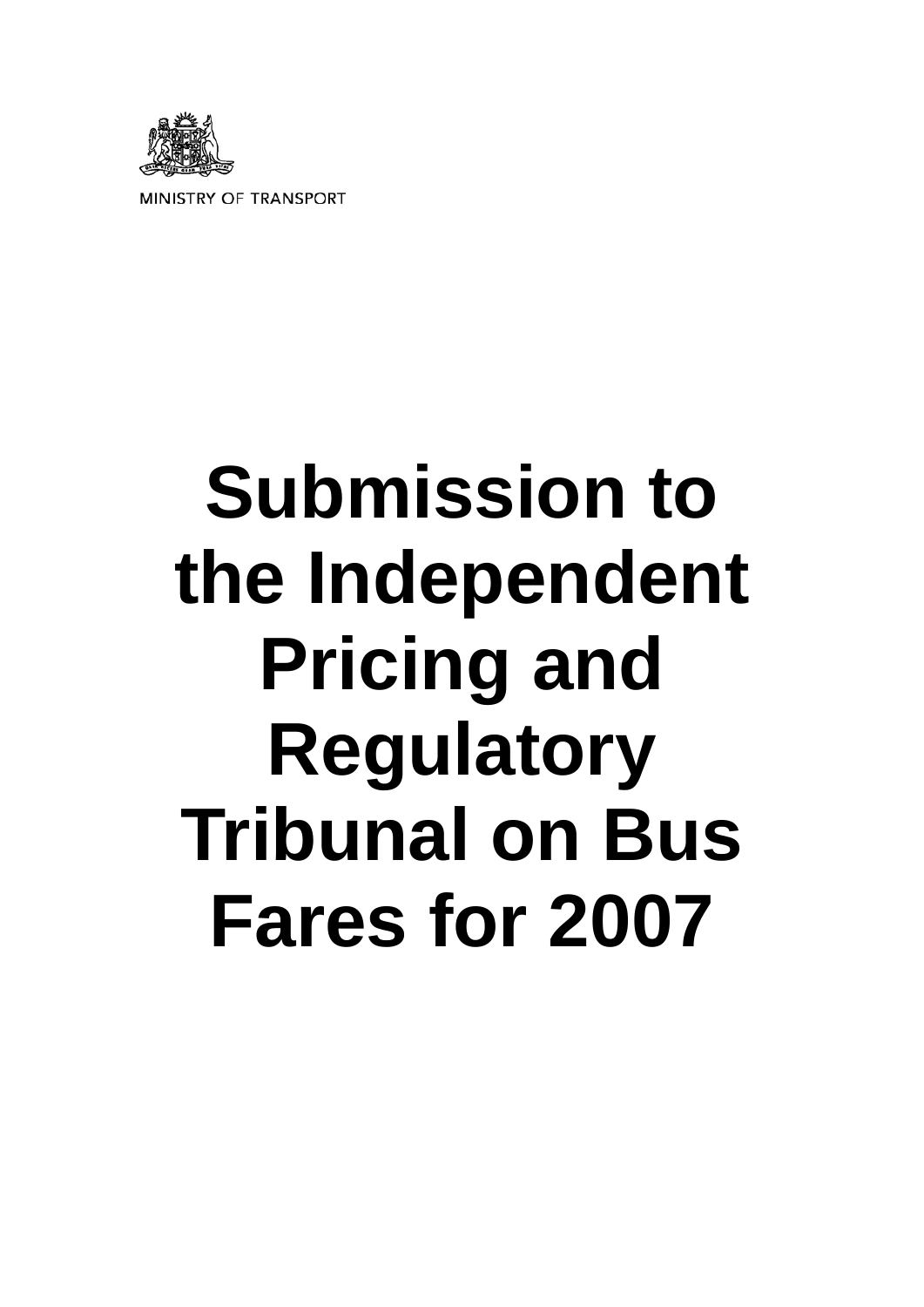MINISTRY OF TRANSPORT

# Submission to the Independent Pricing and Regulatory Tribunal on Bus Fares for 2007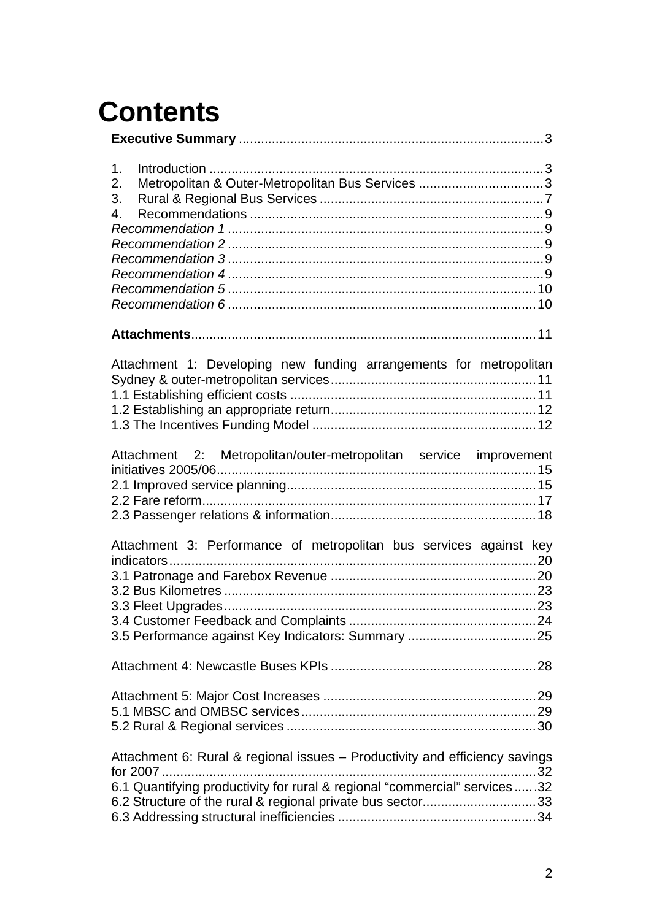# Contents

**Executive Summary** 3

1. Introduction 3
2. Metropolitan & Outer-Metropolitan Bus Services 3
3. Rural & Regional Bus Services 7
4. Recommendations 9

*Recommendation 1* 9
*Recommendation 2* 9
*Recommendation 3* 9
*Recommendation 4* 9
*Recommendation 5* 10
*Recommendation 6* 10

**Attachments** 11

Attachment 1: Developing new funding arrangements for metropolitan Sydney & outer-metropolitan services 11
1.1 Establishing efficient costs 11
1.2 Establishing an appropriate return 12
1.3 The Incentives Funding Model 12

Attachment 2: Metropolitan/outer-metropolitan service improvement initiatives 2005/06 15
2.1 Improved service planning 15
2.2 Fare reform 17
2.3 Passenger relations & information 18

Attachment 3: Performance of metropolitan bus services against key indicators 20
3.1 Patronage and Farebox Revenue 20
3.2 Bus Kilometres 23
3.3 Fleet Upgrades 23
3.4 Customer Feedback and Complaints 24
3.5 Performance against Key Indicators: Summary 25

Attachment 4: Newcastle Buses KPIs 28

Attachment 5: Major Cost Increases 29
5.1 MBSC and OMBSC services 29
5.2 Rural & Regional services 30

Attachment 6: Rural & regional issues – Productivity and efficiency savings for 2007 32
6.1 Quantifying productivity for rural & regional “commercial” services 32
6.2 Structure of the rural & regional private bus sector 33
6.3 Addressing structural inefficiencies 34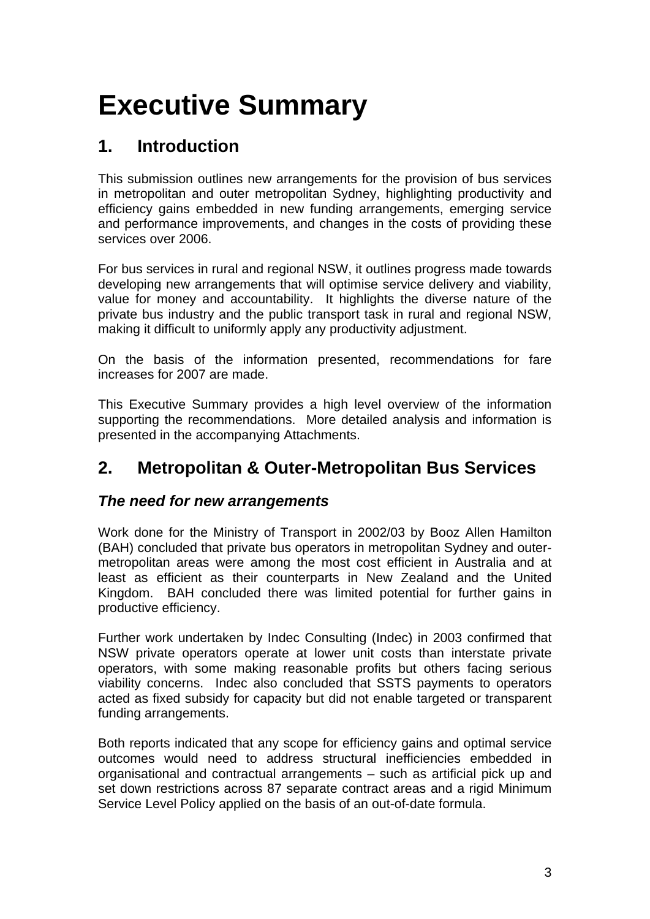# Executive Summary

## 1. Introduction

This submission outlines new arrangements for the provision of bus services in metropolitan and outer metropolitan Sydney, highlighting productivity and efficiency gains embedded in new funding arrangements, emerging service and performance improvements, and changes in the costs of providing these services over 2006.

For bus services in rural and regional NSW, it outlines progress made towards developing new arrangements that will optimise service delivery and viability, value for money and accountability. It highlights the diverse nature of the private bus industry and the public transport task in rural and regional NSW, making it difficult to uniformly apply any productivity adjustment.

On the basis of the information presented, recommendations for fare increases for 2007 are made.

This Executive Summary provides a high level overview of the information supporting the recommendations. More detailed analysis and information is presented in the accompanying Attachments.

## 2. Metropolitan & Outer-Metropolitan Bus Services

### *The need for new arrangements*

Work done for the Ministry of Transport in 2002/03 by Booz Allen Hamilton (BAH) concluded that private bus operators in metropolitan Sydney and outer-metropolitan areas were among the most cost efficient in Australia and at least as efficient as their counterparts in New Zealand and the United Kingdom. BAH concluded there was limited potential for further gains in productive efficiency.

Further work undertaken by Indec Consulting (Indec) in 2003 confirmed that NSW private operators operate at lower unit costs than interstate private operators, with some making reasonable profits but others facing serious viability concerns. Indec also concluded that SSTS payments to operators acted as fixed subsidy for capacity but did not enable targeted or transparent funding arrangements.

Both reports indicated that any scope for efficiency gains and optimal service outcomes would need to address structural inefficiencies embedded in organisational and contractual arrangements – such as artificial pick up and set down restrictions across 87 separate contract areas and a rigid Minimum Service Level Policy applied on the basis of an out-of-date formula.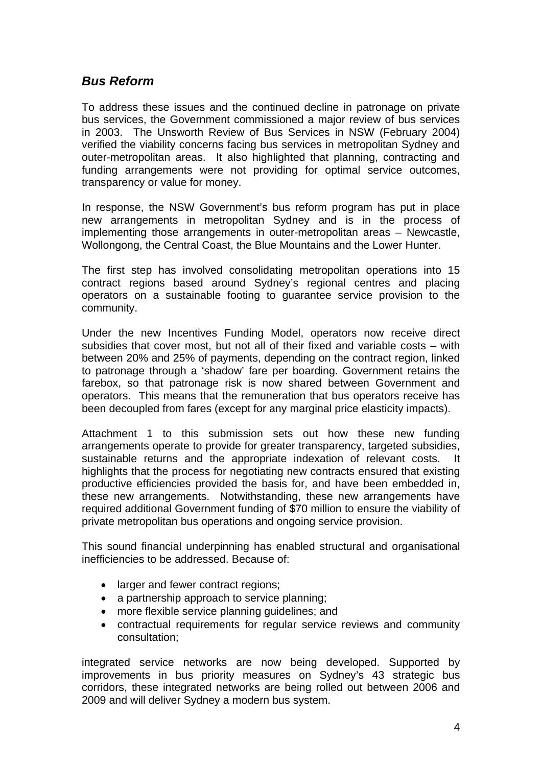## *Bus Reform*

To address these issues and the continued decline in patronage on private bus services, the Government commissioned a major review of bus services in 2003. The Unsworth Review of Bus Services in NSW (February 2004) verified the viability concerns facing bus services in metropolitan Sydney and outer-metropolitan areas. It also highlighted that planning, contracting and funding arrangements were not providing for optimal service outcomes, transparency or value for money.

In response, the NSW Government's bus reform program has put in place new arrangements in metropolitan Sydney and is in the process of implementing those arrangements in outer-metropolitan areas – Newcastle, Wollongong, the Central Coast, the Blue Mountains and the Lower Hunter.

The first step has involved consolidating metropolitan operations into 15 contract regions based around Sydney's regional centres and placing operators on a sustainable footing to guarantee service provision to the community.

Under the new Incentives Funding Model, operators now receive direct subsidies that cover most, but not all of their fixed and variable costs – with between 20% and 25% of payments, depending on the contract region, linked to patronage through a 'shadow' fare per boarding. Government retains the farebox, so that patronage risk is now shared between Government and operators. This means that the remuneration that bus operators receive has been decoupled from fares (except for any marginal price elasticity impacts).

Attachment 1 to this submission sets out how these new funding arrangements operate to provide for greater transparency, targeted subsidies, sustainable returns and the appropriate indexation of relevant costs. It highlights that the process for negotiating new contracts ensured that existing productive efficiencies provided the basis for, and have been embedded in, these new arrangements. Notwithstanding, these new arrangements have required additional Government funding of $70 million to ensure the viability of private metropolitan bus operations and ongoing service provision.

This sound financial underpinning has enabled structural and organisational inefficiencies to be addressed. Because of:

- larger and fewer contract regions;
- a partnership approach to service planning;
- more flexible service planning guidelines; and
- contractual requirements for regular service reviews and community consultation;

integrated service networks are now being developed. Supported by improvements in bus priority measures on Sydney's 43 strategic bus corridors, these integrated networks are being rolled out between 2006 and 2009 and will deliver Sydney a modern bus system.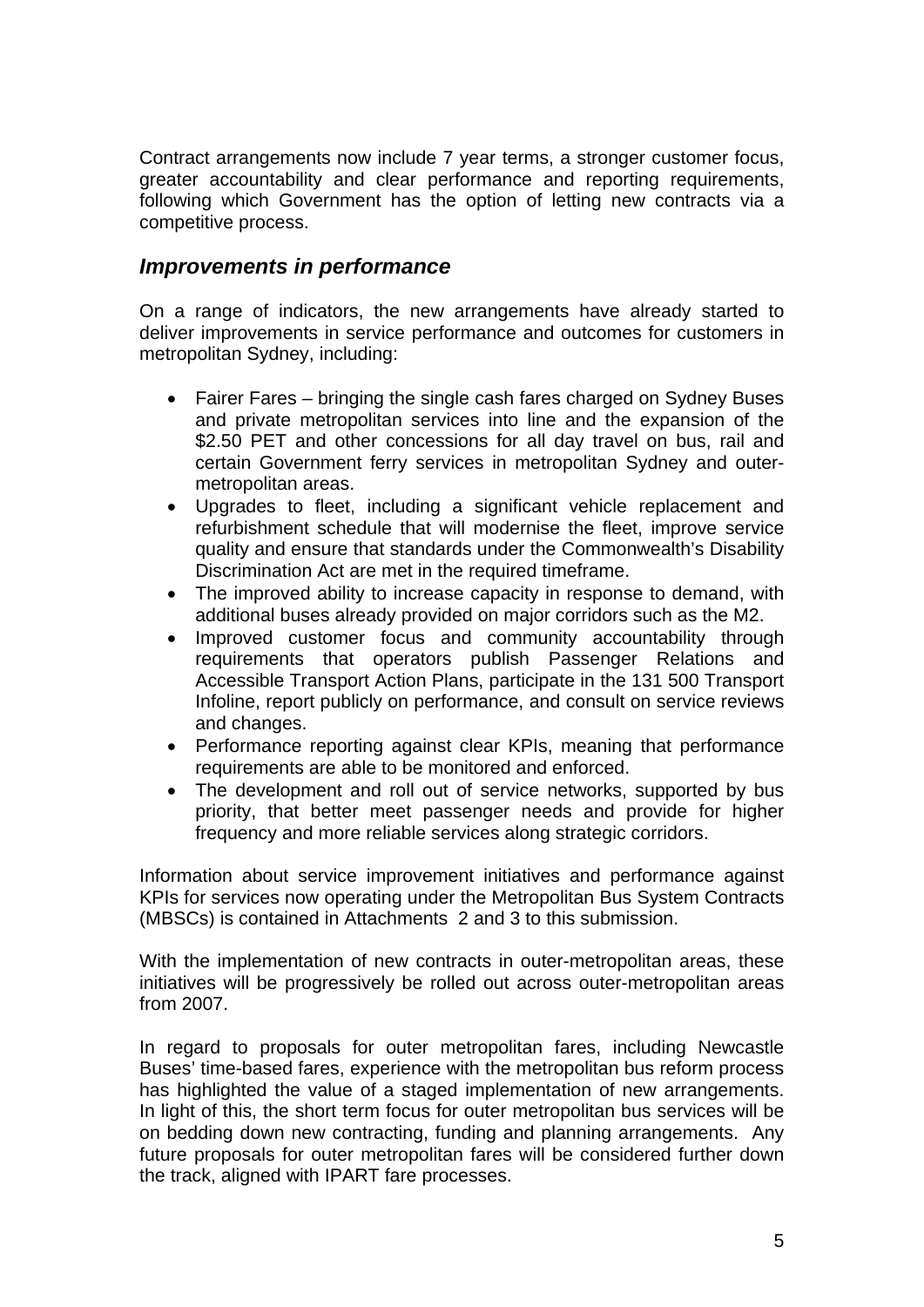Contract arrangements now include 7 year terms, a stronger customer focus, greater accountability and clear performance and reporting requirements, following which Government has the option of letting new contracts via a competitive process.

### *Improvements in performance*

On a range of indicators, the new arrangements have already started to deliver improvements in service performance and outcomes for customers in metropolitan Sydney, including:

- Fairer Fares – bringing the single cash fares charged on Sydney Buses and private metropolitan services into line and the expansion of the $2.50 PET and other concessions for all day travel on bus, rail and certain Government ferry services in metropolitan Sydney and outer-metropolitan areas.
- Upgrades to fleet, including a significant vehicle replacement and refurbishment schedule that will modernise the fleet, improve service quality and ensure that standards under the Commonwealth's Disability Discrimination Act are met in the required timeframe.
- The improved ability to increase capacity in response to demand, with additional buses already provided on major corridors such as the M2.
- Improved customer focus and community accountability through requirements that operators publish Passenger Relations and Accessible Transport Action Plans, participate in the 131 500 Transport Infoline, report publicly on performance, and consult on service reviews and changes.
- Performance reporting against clear KPIs, meaning that performance requirements are able to be monitored and enforced.
- The development and roll out of service networks, supported by bus priority, that better meet passenger needs and provide for higher frequency and more reliable services along strategic corridors.

Information about service improvement initiatives and performance against KPIs for services now operating under the Metropolitan Bus System Contracts (MBSCs) is contained in Attachments 2 and 3 to this submission.

With the implementation of new contracts in outer-metropolitan areas, these initiatives will be progressively be rolled out across outer-metropolitan areas from 2007.

In regard to proposals for outer metropolitan fares, including Newcastle Buses' time-based fares, experience with the metropolitan bus reform process has highlighted the value of a staged implementation of new arrangements. In light of this, the short term focus for outer metropolitan bus services will be on bedding down new contracting, funding and planning arrangements. Any future proposals for outer metropolitan fares will be considered further down the track, aligned with IPART fare processes.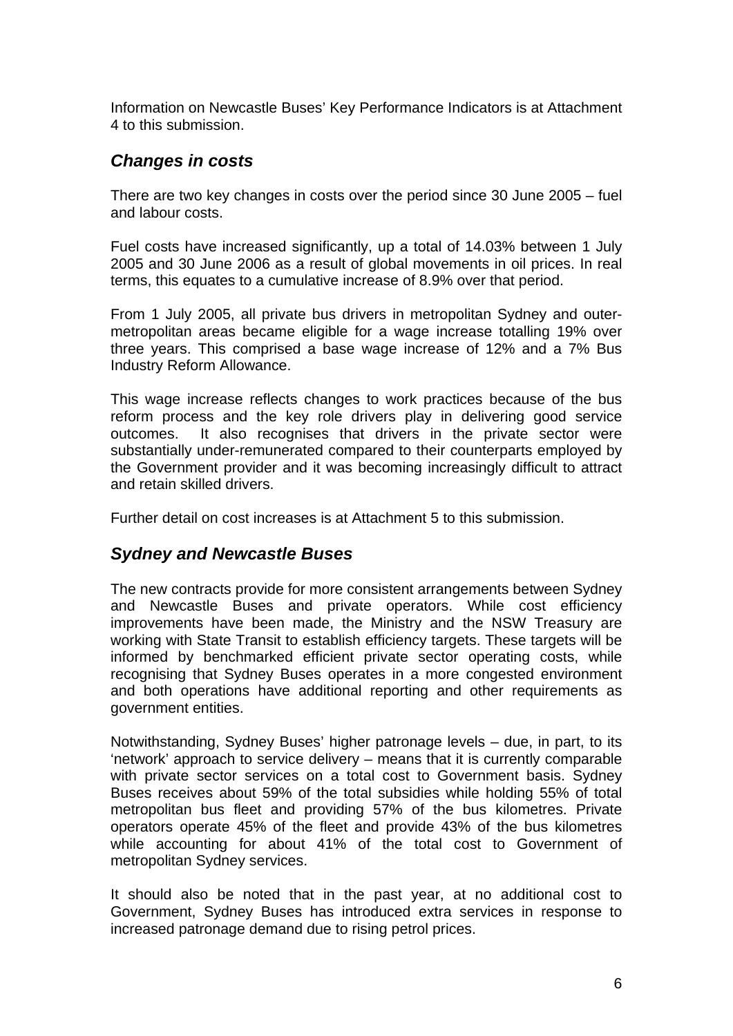Information on Newcastle Buses' Key Performance Indicators is at Attachment 4 to this submission.

## *Changes in costs*

There are two key changes in costs over the period since 30 June 2005 – fuel and labour costs.

Fuel costs have increased significantly, up a total of 14.03% between 1 July 2005 and 30 June 2006 as a result of global movements in oil prices. In real terms, this equates to a cumulative increase of 8.9% over that period.

From 1 July 2005, all private bus drivers in metropolitan Sydney and outer-metropolitan areas became eligible for a wage increase totalling 19% over three years. This comprised a base wage increase of 12% and a 7% Bus Industry Reform Allowance.

This wage increase reflects changes to work practices because of the bus reform process and the key role drivers play in delivering good service outcomes. It also recognises that drivers in the private sector were substantially under-remunerated compared to their counterparts employed by the Government provider and it was becoming increasingly difficult to attract and retain skilled drivers.

Further detail on cost increases is at Attachment 5 to this submission.

## *Sydney and Newcastle Buses*

The new contracts provide for more consistent arrangements between Sydney and Newcastle Buses and private operators. While cost efficiency improvements have been made, the Ministry and the NSW Treasury are working with State Transit to establish efficiency targets. These targets will be informed by benchmarked efficient private sector operating costs, while recognising that Sydney Buses operates in a more congested environment and both operations have additional reporting and other requirements as government entities.

Notwithstanding, Sydney Buses' higher patronage levels – due, in part, to its 'network' approach to service delivery – means that it is currently comparable with private sector services on a total cost to Government basis. Sydney Buses receives about 59% of the total subsidies while holding 55% of total metropolitan bus fleet and providing 57% of the bus kilometres. Private operators operate 45% of the fleet and provide 43% of the bus kilometres while accounting for about 41% of the total cost to Government of metropolitan Sydney services.

It should also be noted that in the past year, at no additional cost to Government, Sydney Buses has introduced extra services in response to increased patronage demand due to rising petrol prices.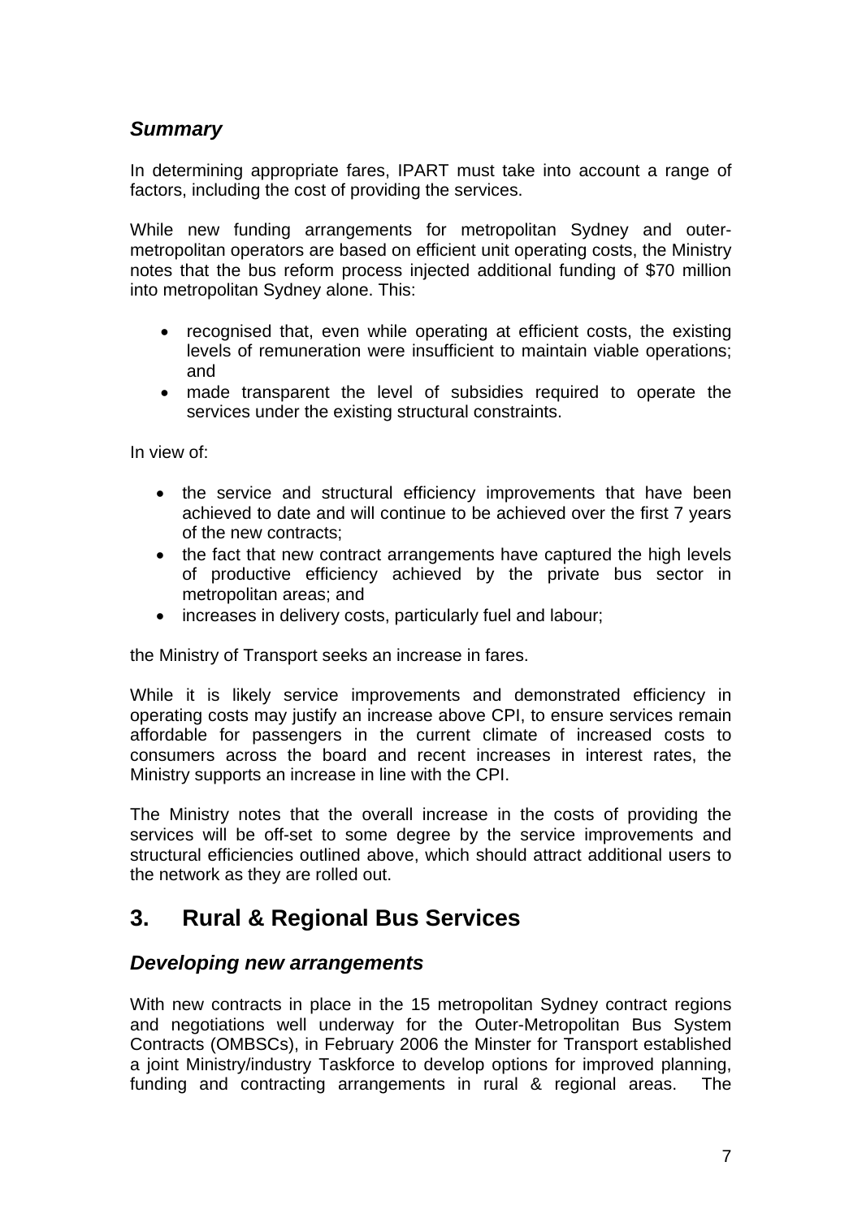### *Summary*

In determining appropriate fares, IPART must take into account a range of factors, including the cost of providing the services.

While new funding arrangements for metropolitan Sydney and outer-metropolitan operators are based on efficient unit operating costs, the Ministry notes that the bus reform process injected additional funding of $70 million into metropolitan Sydney alone. This:

- recognised that, even while operating at efficient costs, the existing levels of remuneration were insufficient to maintain viable operations; and
- made transparent the level of subsidies required to operate the services under the existing structural constraints.

In view of:

- the service and structural efficiency improvements that have been achieved to date and will continue to be achieved over the first 7 years of the new contracts;
- the fact that new contract arrangements have captured the high levels of productive efficiency achieved by the private bus sector in metropolitan areas; and
- increases in delivery costs, particularly fuel and labour;

the Ministry of Transport seeks an increase in fares.

While it is likely service improvements and demonstrated efficiency in operating costs may justify an increase above CPI, to ensure services remain affordable for passengers in the current climate of increased costs to consumers across the board and recent increases in interest rates, the Ministry supports an increase in line with the CPI.

The Ministry notes that the overall increase in the costs of providing the services will be off-set to some degree by the service improvements and structural efficiencies outlined above, which should attract additional users to the network as they are rolled out.

## 3. Rural & Regional Bus Services

### *Developing new arrangements*

With new contracts in place in the 15 metropolitan Sydney contract regions and negotiations well underway for the Outer-Metropolitan Bus System Contracts (OMBSCs), in February 2006 the Minster for Transport established a joint Ministry/industry Taskforce to develop options for improved planning, funding and contracting arrangements in rural & regional areas. The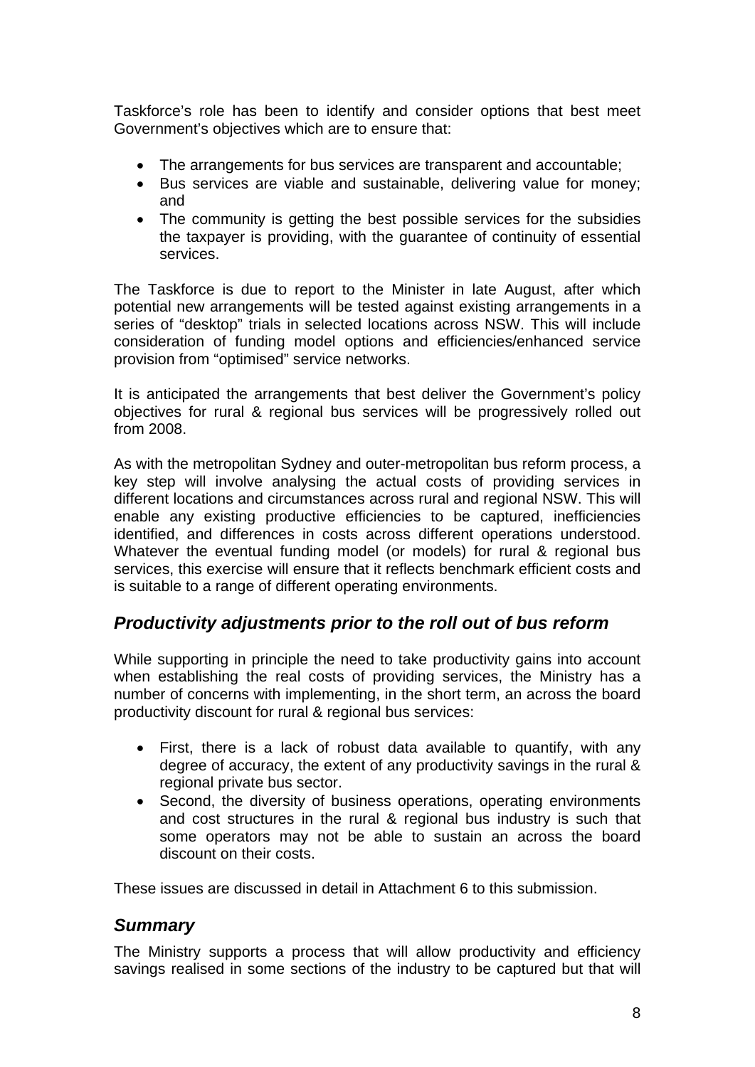Taskforce's role has been to identify and consider options that best meet Government's objectives which are to ensure that:

- The arrangements for bus services are transparent and accountable;
- Bus services are viable and sustainable, delivering value for money; and
- The community is getting the best possible services for the subsidies the taxpayer is providing, with the guarantee of continuity of essential services.

The Taskforce is due to report to the Minister in late August, after which potential new arrangements will be tested against existing arrangements in a series of "desktop" trials in selected locations across NSW. This will include consideration of funding model options and efficiencies/enhanced service provision from "optimised" service networks.

It is anticipated the arrangements that best deliver the Government's policy objectives for rural & regional bus services will be progressively rolled out from 2008.

As with the metropolitan Sydney and outer-metropolitan bus reform process, a key step will involve analysing the actual costs of providing services in different locations and circumstances across rural and regional NSW. This will enable any existing productive efficiencies to be captured, inefficiencies identified, and differences in costs across different operations understood. Whatever the eventual funding model (or models) for rural & regional bus services, this exercise will ensure that it reflects benchmark efficient costs and is suitable to a range of different operating environments.

## *Productivity adjustments prior to the roll out of bus reform*

While supporting in principle the need to take productivity gains into account when establishing the real costs of providing services, the Ministry has a number of concerns with implementing, in the short term, an across the board productivity discount for rural & regional bus services:

- First, there is a lack of robust data available to quantify, with any degree of accuracy, the extent of any productivity savings in the rural & regional private bus sector.
- Second, the diversity of business operations, operating environments and cost structures in the rural & regional bus industry is such that some operators may not be able to sustain an across the board discount on their costs.

These issues are discussed in detail in Attachment 6 to this submission.

## *Summary*

The Ministry supports a process that will allow productivity and efficiency savings realised in some sections of the industry to be captured but that will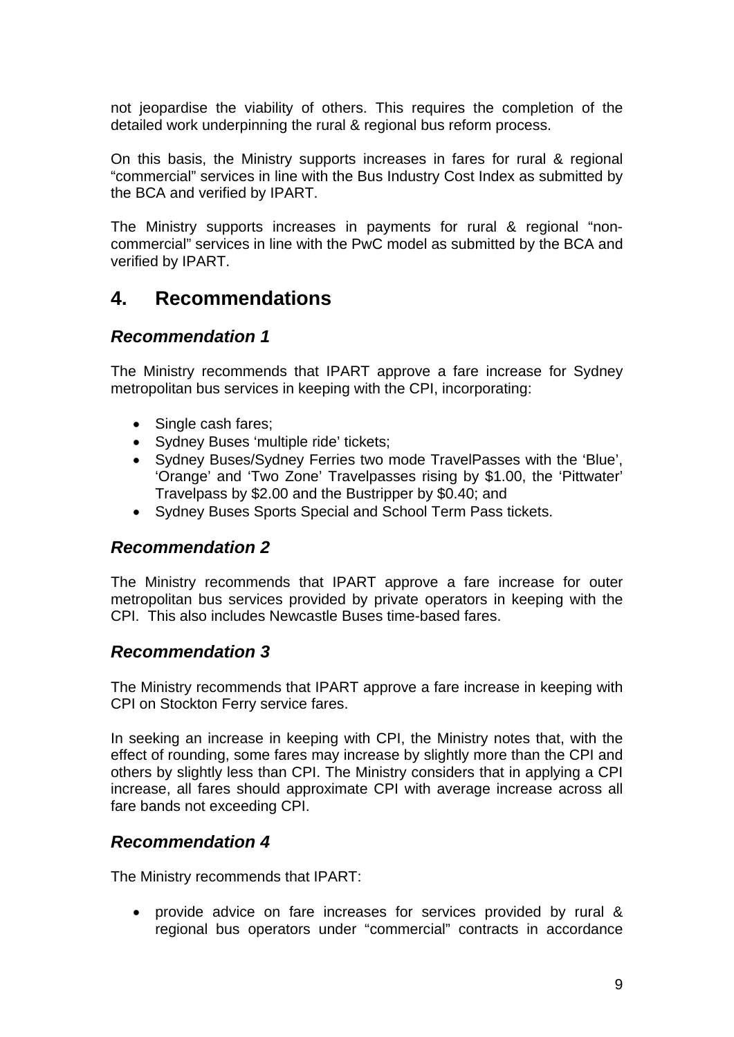not jeopardise the viability of others. This requires the completion of the detailed work underpinning the rural & regional bus reform process.

On this basis, the Ministry supports increases in fares for rural & regional "commercial" services in line with the Bus Industry Cost Index as submitted by the BCA and verified by IPART.

The Ministry supports increases in payments for rural & regional "non-commercial" services in line with the PwC model as submitted by the BCA and verified by IPART.

# 4. Recommendations

### *Recommendation 1*

The Ministry recommends that IPART approve a fare increase for Sydney metropolitan bus services in keeping with the CPI, incorporating:

- Single cash fares;
- Sydney Buses 'multiple ride' tickets;
- Sydney Buses/Sydney Ferries two mode TravelPasses with the 'Blue', 'Orange' and 'Two Zone' Travelpasses rising by $1.00, the 'Pittwater' Travelpass by $2.00 and the Bustripper by $0.40; and
- Sydney Buses Sports Special and School Term Pass tickets.

### *Recommendation 2*

The Ministry recommends that IPART approve a fare increase for outer metropolitan bus services provided by private operators in keeping with the CPI. This also includes Newcastle Buses time-based fares.

### *Recommendation 3*

The Ministry recommends that IPART approve a fare increase in keeping with CPI on Stockton Ferry service fares.

In seeking an increase in keeping with CPI, the Ministry notes that, with the effect of rounding, some fares may increase by slightly more than the CPI and others by slightly less than CPI. The Ministry considers that in applying a CPI increase, all fares should approximate CPI with average increase across all fare bands not exceeding CPI.

### *Recommendation 4*

The Ministry recommends that IPART:

- provide advice on fare increases for services provided by rural & regional bus operators under "commercial" contracts in accordance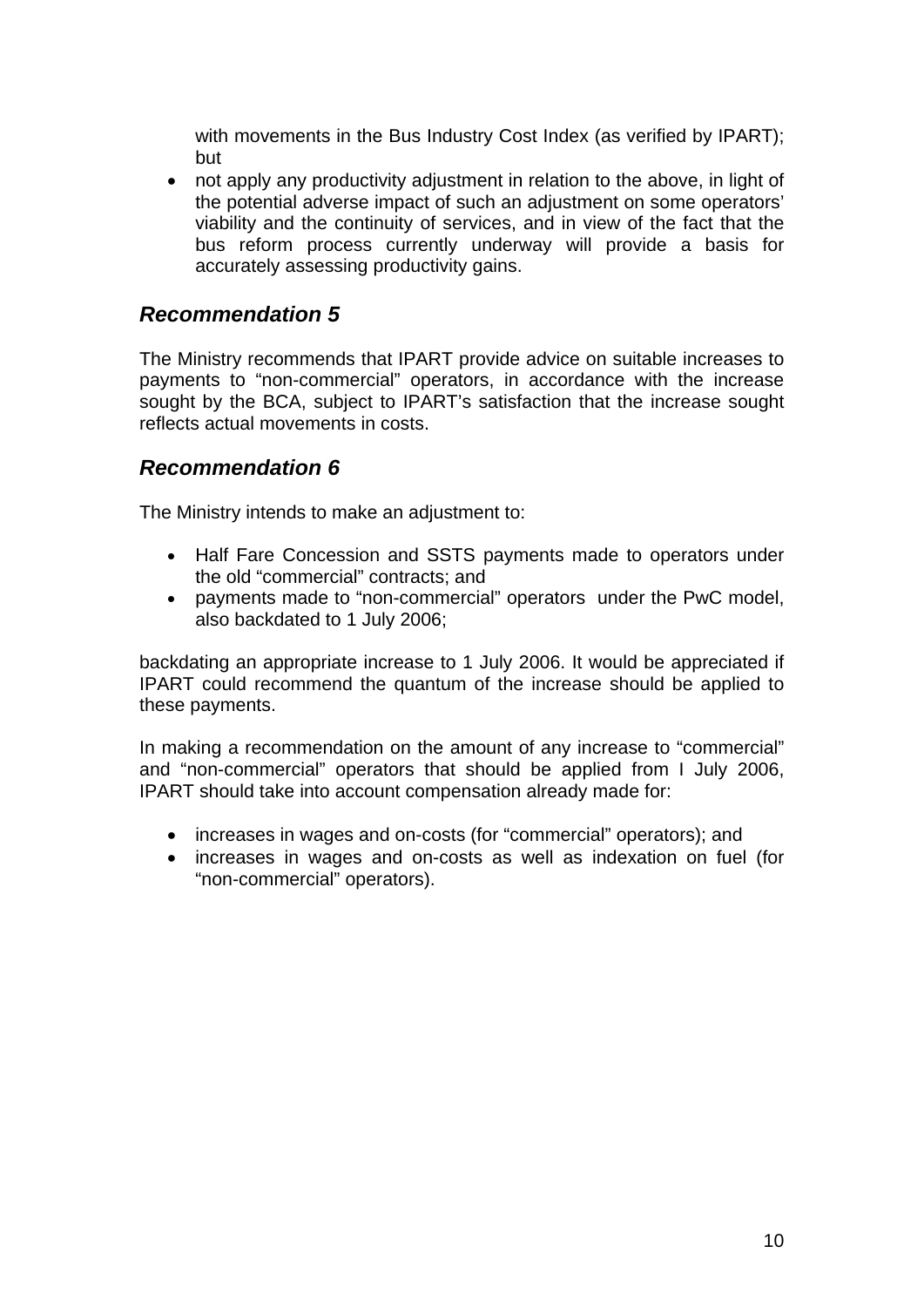with movements in the Bus Industry Cost Index (as verified by IPART); but

- not apply any productivity adjustment in relation to the above, in light of the potential adverse impact of such an adjustment on some operators' viability and the continuity of services, and in view of the fact that the bus reform process currently underway will provide a basis for accurately assessing productivity gains.

## *Recommendation 5*

The Ministry recommends that IPART provide advice on suitable increases to payments to "non-commercial" operators, in accordance with the increase sought by the BCA, subject to IPART's satisfaction that the increase sought reflects actual movements in costs.

## *Recommendation 6*

The Ministry intends to make an adjustment to:

- Half Fare Concession and SSTS payments made to operators under the old "commercial" contracts; and
- payments made to "non-commercial" operators under the PwC model, also backdated to 1 July 2006;

backdating an appropriate increase to 1 July 2006. It would be appreciated if IPART could recommend the quantum of the increase should be applied to these payments.

In making a recommendation on the amount of any increase to "commercial" and "non-commercial" operators that should be applied from I July 2006, IPART should take into account compensation already made for:

- increases in wages and on-costs (for "commercial" operators); and
- increases in wages and on-costs as well as indexation on fuel (for "non-commercial" operators).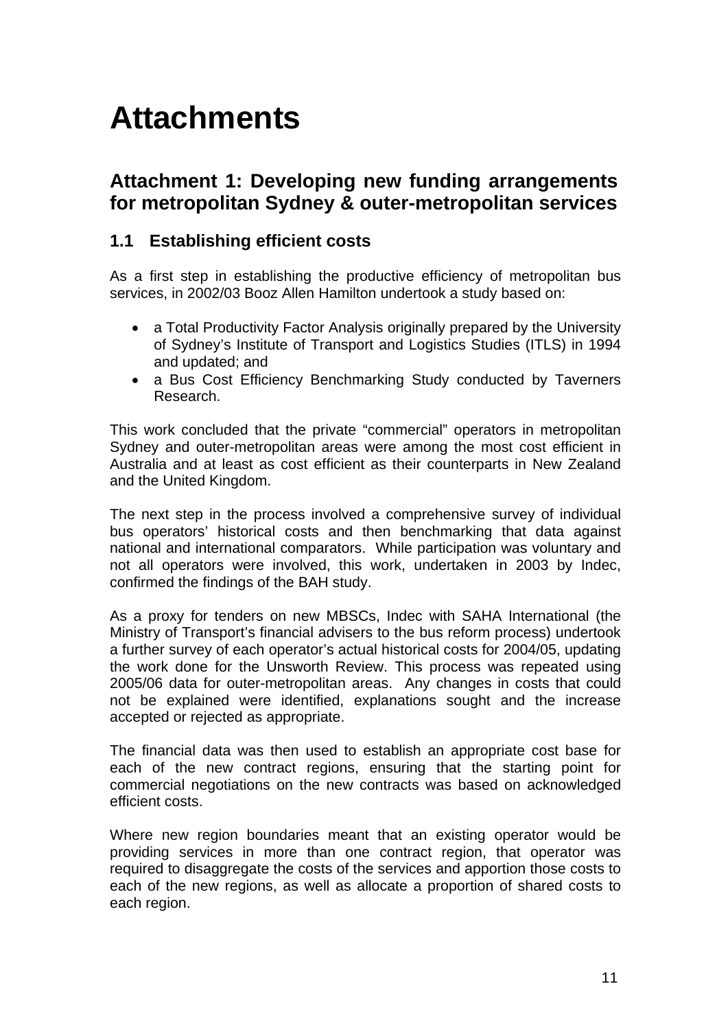# Attachments

## Attachment 1: Developing new funding arrangements for metropolitan Sydney & outer-metropolitan services

### 1.1 Establishing efficient costs

As a first step in establishing the productive efficiency of metropolitan bus services, in 2002/03 Booz Allen Hamilton undertook a study based on:

- a Total Productivity Factor Analysis originally prepared by the University of Sydney's Institute of Transport and Logistics Studies (ITLS) in 1994 and updated; and
- a Bus Cost Efficiency Benchmarking Study conducted by Taverners Research.

This work concluded that the private "commercial" operators in metropolitan Sydney and outer-metropolitan areas were among the most cost efficient in Australia and at least as cost efficient as their counterparts in New Zealand and the United Kingdom.

The next step in the process involved a comprehensive survey of individual bus operators' historical costs and then benchmarking that data against national and international comparators. While participation was voluntary and not all operators were involved, this work, undertaken in 2003 by Indec, confirmed the findings of the BAH study.

As a proxy for tenders on new MBSCs, Indec with SAHA International (the Ministry of Transport's financial advisers to the bus reform process) undertook a further survey of each operator's actual historical costs for 2004/05, updating the work done for the Unsworth Review. This process was repeated using 2005/06 data for outer-metropolitan areas. Any changes in costs that could not be explained were identified, explanations sought and the increase accepted or rejected as appropriate.

The financial data was then used to establish an appropriate cost base for each of the new contract regions, ensuring that the starting point for commercial negotiations on the new contracts was based on acknowledged efficient costs.

Where new region boundaries meant that an existing operator would be providing services in more than one contract region, that operator was required to disaggregate the costs of the services and apportion those costs to each of the new regions, as well as allocate a proportion of shared costs to each region.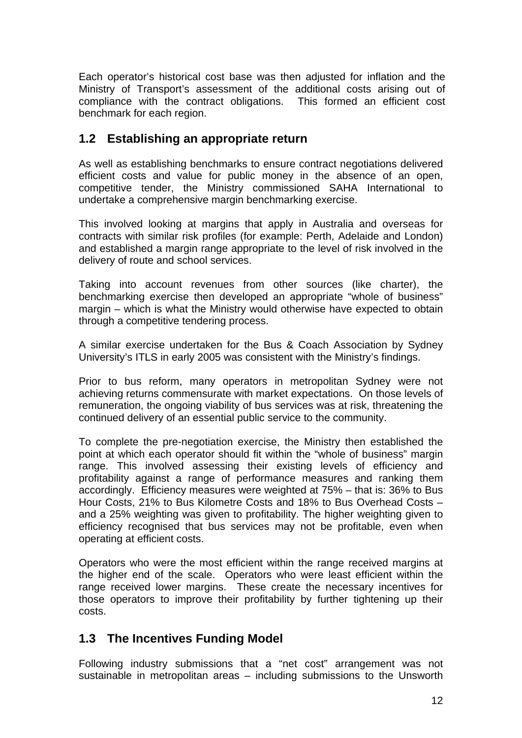Each operator's historical cost base was then adjusted for inflation and the Ministry of Transport's assessment of the additional costs arising out of compliance with the contract obligations. This formed an efficient cost benchmark for each region.

## 1.2 Establishing an appropriate return

As well as establishing benchmarks to ensure contract negotiations delivered efficient costs and value for public money in the absence of an open, competitive tender, the Ministry commissioned SAHA International to undertake a comprehensive margin benchmarking exercise.

This involved looking at margins that apply in Australia and overseas for contracts with similar risk profiles (for example: Perth, Adelaide and London) and established a margin range appropriate to the level of risk involved in the delivery of route and school services.

Taking into account revenues from other sources (like charter), the benchmarking exercise then developed an appropriate "whole of business" margin – which is what the Ministry would otherwise have expected to obtain through a competitive tendering process.

A similar exercise undertaken for the Bus & Coach Association by Sydney University's ITLS in early 2005 was consistent with the Ministry's findings.

Prior to bus reform, many operators in metropolitan Sydney were not achieving returns commensurate with market expectations. On those levels of remuneration, the ongoing viability of bus services was at risk, threatening the continued delivery of an essential public service to the community.

To complete the pre-negotiation exercise, the Ministry then established the point at which each operator should fit within the "whole of business" margin range. This involved assessing their existing levels of efficiency and profitability against a range of performance measures and ranking them accordingly. Efficiency measures were weighted at 75% – that is: 36% to Bus Hour Costs, 21% to Bus Kilometre Costs and 18% to Bus Overhead Costs – and a 25% weighting was given to profitability. The higher weighting given to efficiency recognised that bus services may not be profitable, even when operating at efficient costs.

Operators who were the most efficient within the range received margins at the higher end of the scale. Operators who were least efficient within the range received lower margins. These create the necessary incentives for those operators to improve their profitability by further tightening up their costs.

## 1.3 The Incentives Funding Model

Following industry submissions that a "net cost" arrangement was not sustainable in metropolitan areas – including submissions to the Unsworth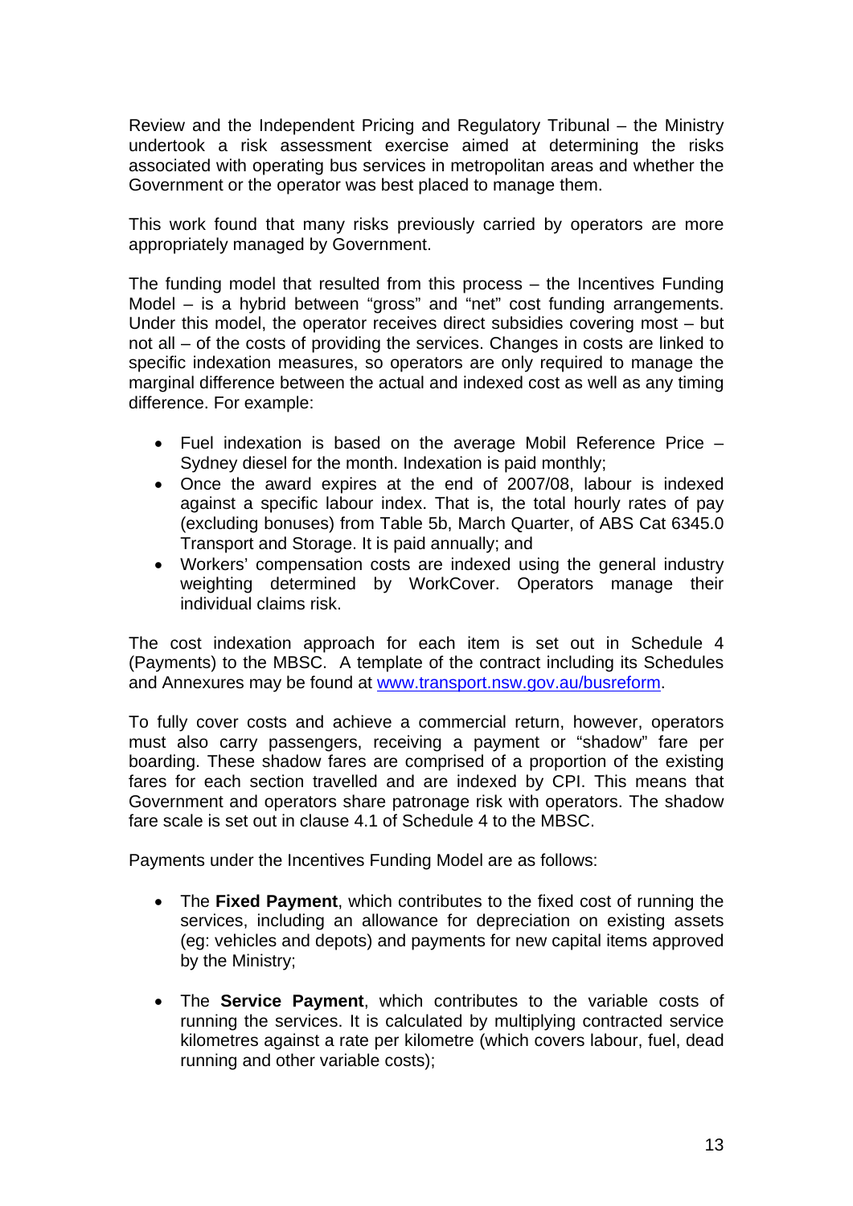Review and the Independent Pricing and Regulatory Tribunal – the Ministry undertook a risk assessment exercise aimed at determining the risks associated with operating bus services in metropolitan areas and whether the Government or the operator was best placed to manage them.

This work found that many risks previously carried by operators are more appropriately managed by Government.

The funding model that resulted from this process – the Incentives Funding Model – is a hybrid between "gross" and "net" cost funding arrangements. Under this model, the operator receives direct subsidies covering most – but not all – of the costs of providing the services. Changes in costs are linked to specific indexation measures, so operators are only required to manage the marginal difference between the actual and indexed cost as well as any timing difference. For example:

- Fuel indexation is based on the average Mobil Reference Price – Sydney diesel for the month. Indexation is paid monthly;
- Once the award expires at the end of 2007/08, labour is indexed against a specific labour index. That is, the total hourly rates of pay (excluding bonuses) from Table 5b, March Quarter, of ABS Cat 6345.0 Transport and Storage. It is paid annually; and
- Workers' compensation costs are indexed using the general industry weighting determined by WorkCover. Operators manage their individual claims risk.

The cost indexation approach for each item is set out in Schedule 4 (Payments) to the MBSC. A template of the contract including its Schedules and Annexures may be found at www.transport.nsw.gov.au/busreform.

To fully cover costs and achieve a commercial return, however, operators must also carry passengers, receiving a payment or "shadow" fare per boarding. These shadow fares are comprised of a proportion of the existing fares for each section travelled and are indexed by CPI. This means that Government and operators share patronage risk with operators. The shadow fare scale is set out in clause 4.1 of Schedule 4 to the MBSC.

Payments under the Incentives Funding Model are as follows:

- The **Fixed Payment**, which contributes to the fixed cost of running the services, including an allowance for depreciation on existing assets (eg: vehicles and depots) and payments for new capital items approved by the Ministry;

- The **Service Payment**, which contributes to the variable costs of running the services. It is calculated by multiplying contracted service kilometres against a rate per kilometre (which covers labour, fuel, dead running and other variable costs);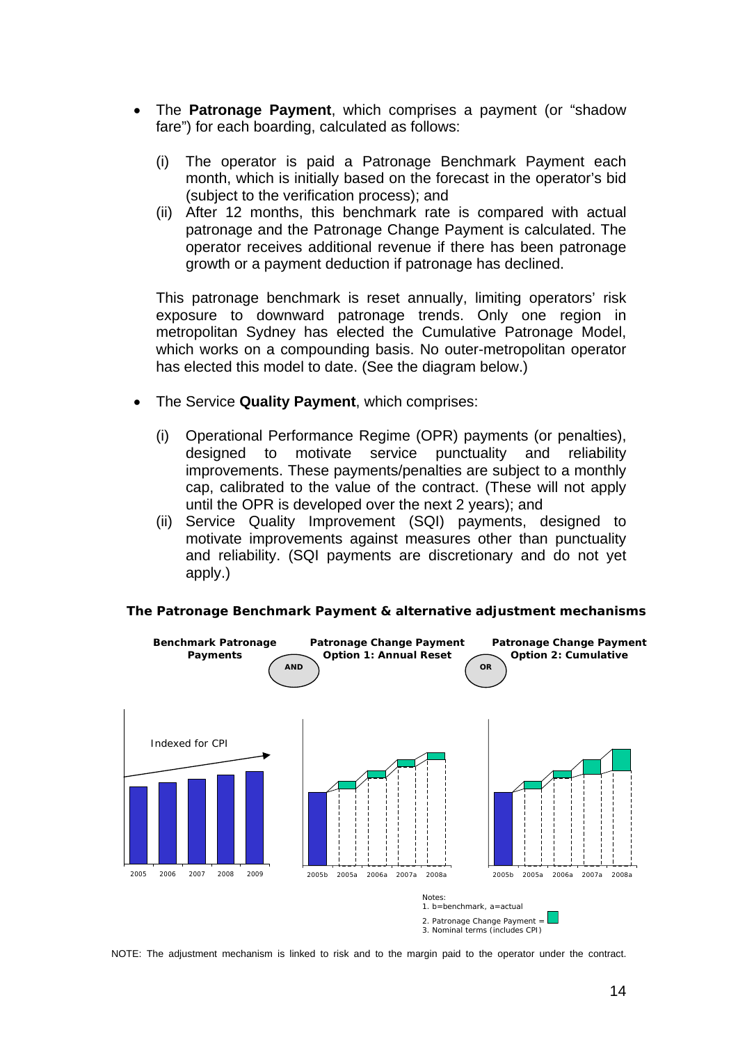- The **Patronage Payment**, which comprises a payment (or "shadow fare") for each boarding, calculated as follows:

  (i) The operator is paid a Patronage Benchmark Payment each month, which is initially based on the forecast in the operator's bid (subject to the verification process); and

  (ii) After 12 months, this benchmark rate is compared with actual patronage and the Patronage Change Payment is calculated. The operator receives additional revenue if there has been patronage growth or a payment deduction if patronage has declined.

  This patronage benchmark is reset annually, limiting operators' risk exposure to downward patronage trends. Only one region in metropolitan Sydney has elected the Cumulative Patronage Model, which works on a compounding basis. No outer-metropolitan operator has elected this model to date. (See the diagram below.)

- The Service **Quality Payment**, which comprises:

  (i) Operational Performance Regime (OPR) payments (or penalties), designed to motivate service punctuality and reliability improvements. These payments/penalties are subject to a monthly cap, calibrated to the value of the contract. (These will not apply until the OPR is developed over the next 2 years); and

  (ii) Service Quality Improvement (SQI) payments, designed to motivate improvements against measures other than punctuality and reliability. (SQI payments are discretionary and do not yet apply.)

**The Patronage Benchmark Payment & alternative adjustment mechanisms**

**Benchmark Patronage Payments** — AND — **Patronage Change Payment Option 1: Annual Reset** — OR — **Patronage Change Payment Option 2: Cumulative**

Indexed for CPI

2005 2006 2007 2008 2009

2005b 2005a 2006a 2007a 2008a

2005b 2005a 2006a 2007a 2008a

Notes:
1. b=benchmark, a=actual
2. Patronage Change Payment = (green box)
3. Nominal terms (includes CPI)

NOTE: The adjustment mechanism is linked to risk and to the margin paid to the operator under the contract.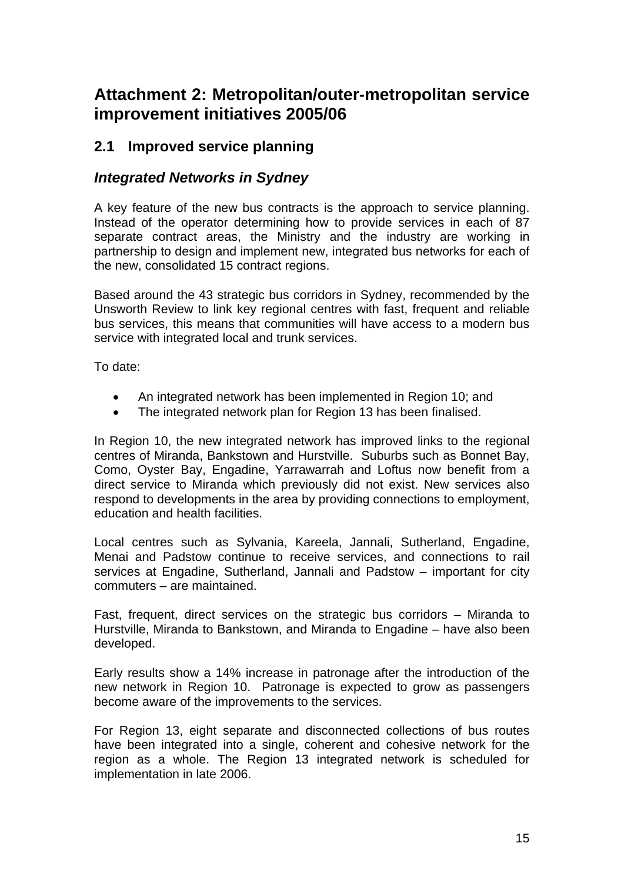# Attachment 2: Metropolitan/outer-metropolitan service improvement initiatives 2005/06

## 2.1 Improved service planning

### *Integrated Networks in Sydney*

A key feature of the new bus contracts is the approach to service planning. Instead of the operator determining how to provide services in each of 87 separate contract areas, the Ministry and the industry are working in partnership to design and implement new, integrated bus networks for each of the new, consolidated 15 contract regions.

Based around the 43 strategic bus corridors in Sydney, recommended by the Unsworth Review to link key regional centres with fast, frequent and reliable bus services, this means that communities will have access to a modern bus service with integrated local and trunk services.

To date:

- An integrated network has been implemented in Region 10; and
- The integrated network plan for Region 13 has been finalised.

In Region 10, the new integrated network has improved links to the regional centres of Miranda, Bankstown and Hurstville. Suburbs such as Bonnet Bay, Como, Oyster Bay, Engadine, Yarrawarrah and Loftus now benefit from a direct service to Miranda which previously did not exist. New services also respond to developments in the area by providing connections to employment, education and health facilities.

Local centres such as Sylvania, Kareela, Jannali, Sutherland, Engadine, Menai and Padstow continue to receive services, and connections to rail services at Engadine, Sutherland, Jannali and Padstow – important for city commuters – are maintained.

Fast, frequent, direct services on the strategic bus corridors – Miranda to Hurstville, Miranda to Bankstown, and Miranda to Engadine – have also been developed.

Early results show a 14% increase in patronage after the introduction of the new network in Region 10. Patronage is expected to grow as passengers become aware of the improvements to the services.

For Region 13, eight separate and disconnected collections of bus routes have been integrated into a single, coherent and cohesive network for the region as a whole. The Region 13 integrated network is scheduled for implementation in late 2006.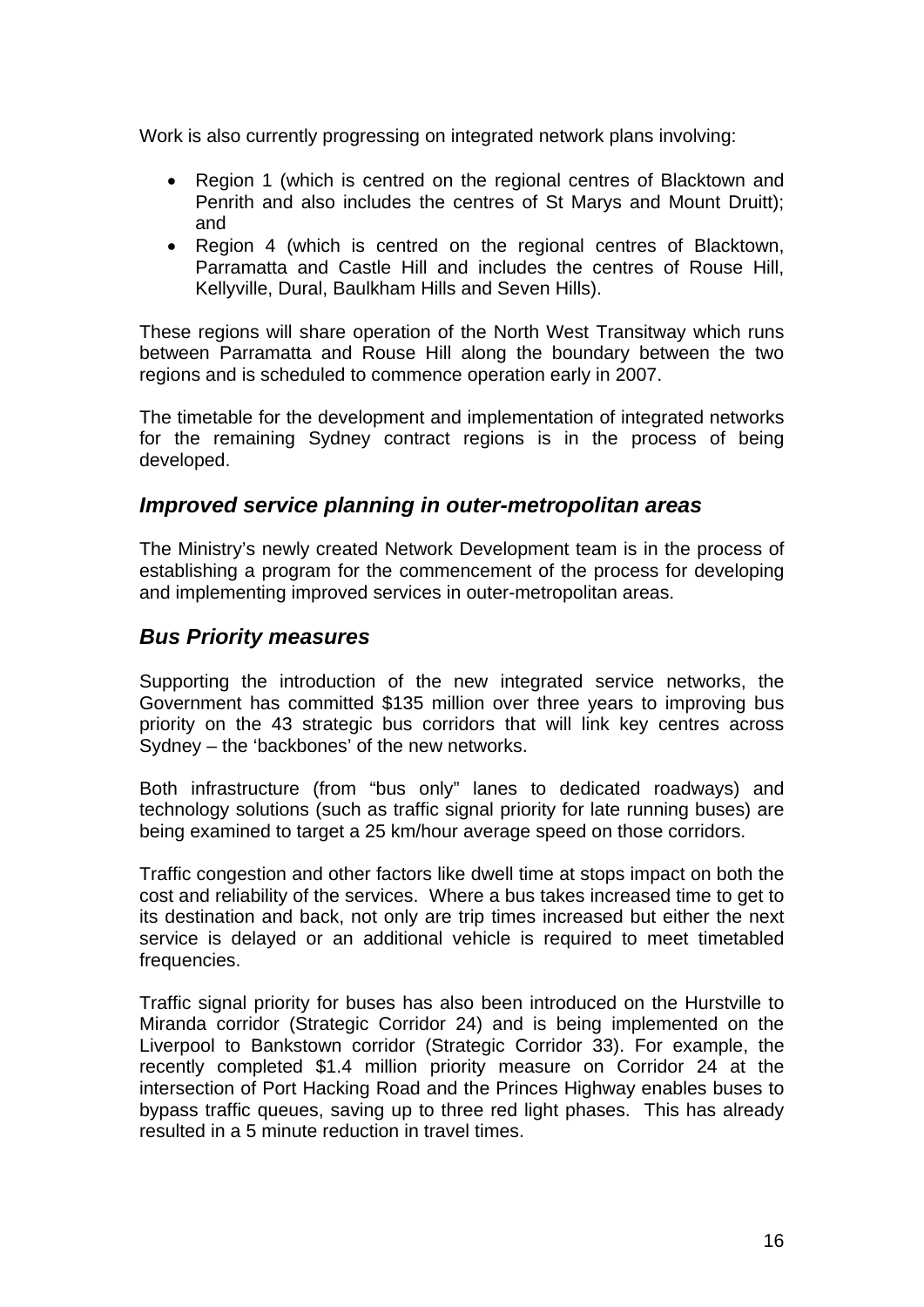Work is also currently progressing on integrated network plans involving:

- Region 1 (which is centred on the regional centres of Blacktown and Penrith and also includes the centres of St Marys and Mount Druitt); and
- Region 4 (which is centred on the regional centres of Blacktown, Parramatta and Castle Hill and includes the centres of Rouse Hill, Kellyville, Dural, Baulkham Hills and Seven Hills).

These regions will share operation of the North West Transitway which runs between Parramatta and Rouse Hill along the boundary between the two regions and is scheduled to commence operation early in 2007.

The timetable for the development and implementation of integrated networks for the remaining Sydney contract regions is in the process of being developed.

## *Improved service planning in outer-metropolitan areas*

The Ministry's newly created Network Development team is in the process of establishing a program for the commencement of the process for developing and implementing improved services in outer-metropolitan areas.

## *Bus Priority measures*

Supporting the introduction of the new integrated service networks, the Government has committed $135 million over three years to improving bus priority on the 43 strategic bus corridors that will link key centres across Sydney – the 'backbones' of the new networks.

Both infrastructure (from "bus only" lanes to dedicated roadways) and technology solutions (such as traffic signal priority for late running buses) are being examined to target a 25 km/hour average speed on those corridors.

Traffic congestion and other factors like dwell time at stops impact on both the cost and reliability of the services. Where a bus takes increased time to get to its destination and back, not only are trip times increased but either the next service is delayed or an additional vehicle is required to meet timetabled frequencies.

Traffic signal priority for buses has also been introduced on the Hurstville to Miranda corridor (Strategic Corridor 24) and is being implemented on the Liverpool to Bankstown corridor (Strategic Corridor 33). For example, the recently completed $1.4 million priority measure on Corridor 24 at the intersection of Port Hacking Road and the Princes Highway enables buses to bypass traffic queues, saving up to three red light phases. This has already resulted in a 5 minute reduction in travel times.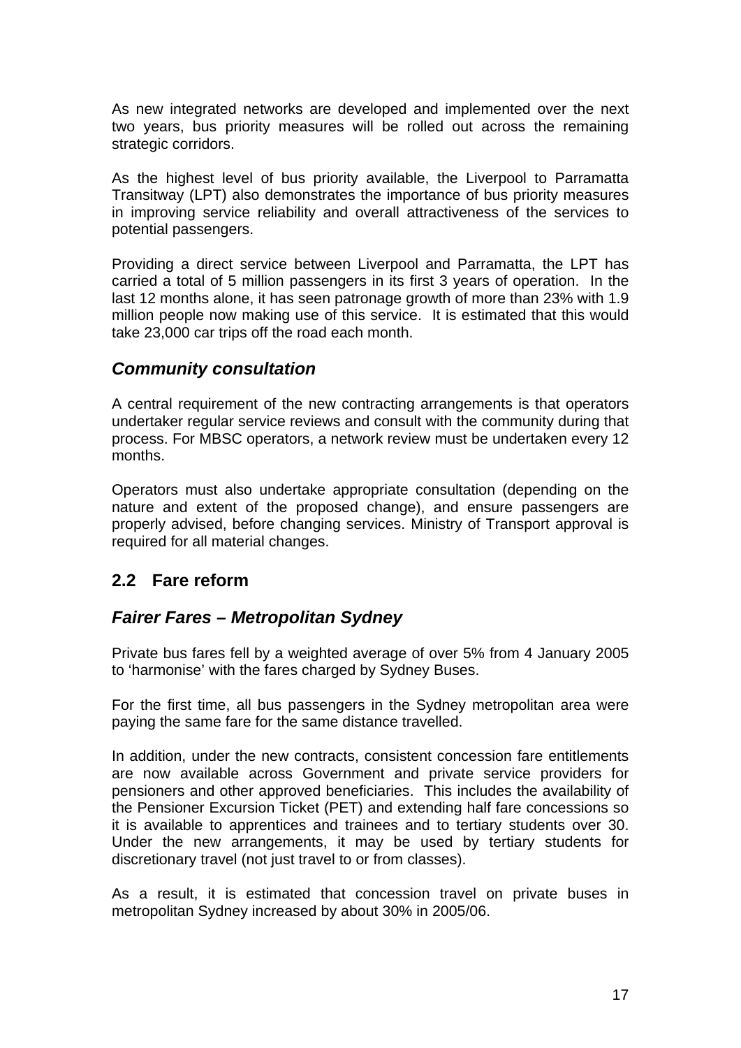As new integrated networks are developed and implemented over the next two years, bus priority measures will be rolled out across the remaining strategic corridors.

As the highest level of bus priority available, the Liverpool to Parramatta Transitway (LPT) also demonstrates the importance of bus priority measures in improving service reliability and overall attractiveness of the services to potential passengers.

Providing a direct service between Liverpool and Parramatta, the LPT has carried a total of 5 million passengers in its first 3 years of operation. In the last 12 months alone, it has seen patronage growth of more than 23% with 1.9 million people now making use of this service. It is estimated that this would take 23,000 car trips off the road each month.

### *Community consultation*

A central requirement of the new contracting arrangements is that operators undertaker regular service reviews and consult with the community during that process. For MBSC operators, a network review must be undertaken every 12 months.

Operators must also undertake appropriate consultation (depending on the nature and extent of the proposed change), and ensure passengers are properly advised, before changing services. Ministry of Transport approval is required for all material changes.

## 2.2 Fare reform

### *Fairer Fares – Metropolitan Sydney*

Private bus fares fell by a weighted average of over 5% from 4 January 2005 to 'harmonise' with the fares charged by Sydney Buses.

For the first time, all bus passengers in the Sydney metropolitan area were paying the same fare for the same distance travelled.

In addition, under the new contracts, consistent concession fare entitlements are now available across Government and private service providers for pensioners and other approved beneficiaries. This includes the availability of the Pensioner Excursion Ticket (PET) and extending half fare concessions so it is available to apprentices and trainees and to tertiary students over 30. Under the new arrangements, it may be used by tertiary students for discretionary travel (not just travel to or from classes).

As a result, it is estimated that concession travel on private buses in metropolitan Sydney increased by about 30% in 2005/06.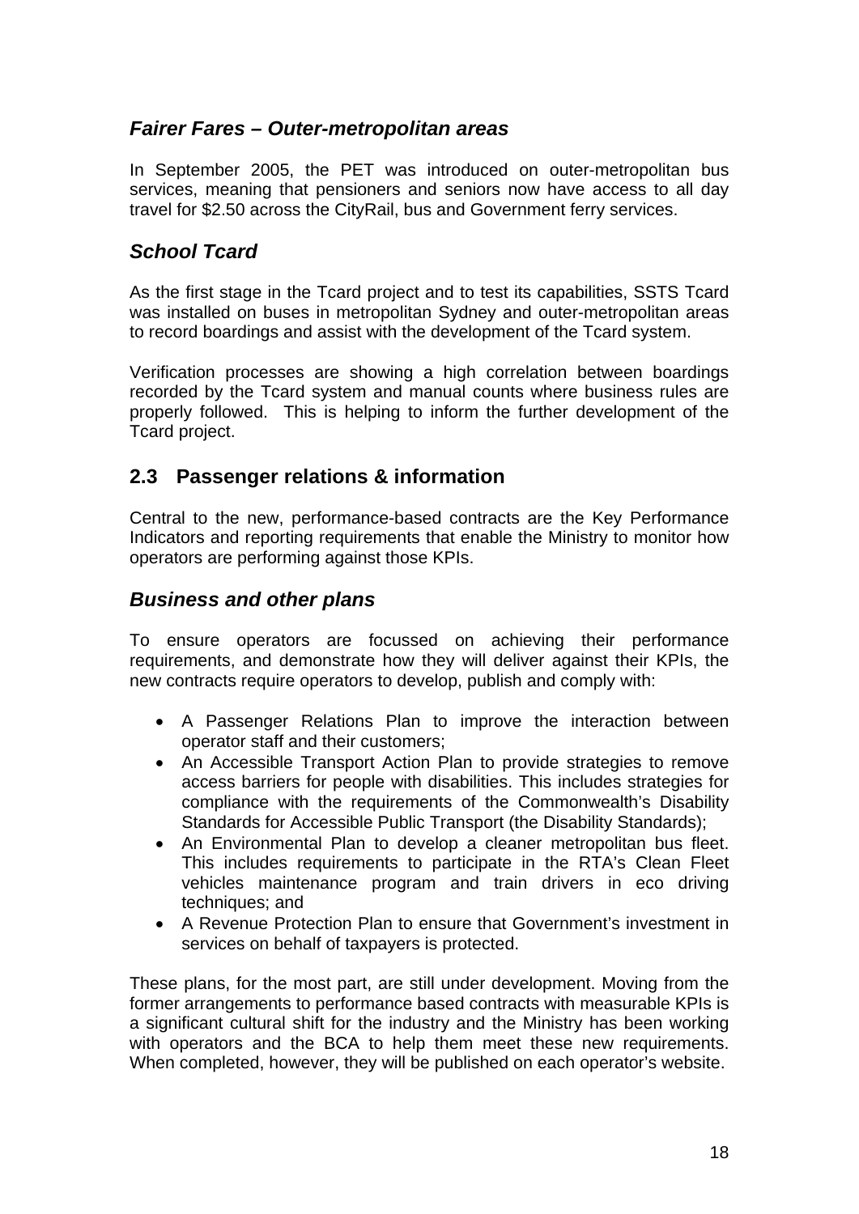### *Fairer Fares – Outer-metropolitan areas*

In September 2005, the PET was introduced on outer-metropolitan bus services, meaning that pensioners and seniors now have access to all day travel for $2.50 across the CityRail, bus and Government ferry services.

### *School Tcard*

As the first stage in the Tcard project and to test its capabilities, SSTS Tcard was installed on buses in metropolitan Sydney and outer-metropolitan areas to record boardings and assist with the development of the Tcard system.

Verification processes are showing a high correlation between boardings recorded by the Tcard system and manual counts where business rules are properly followed. This is helping to inform the further development of the Tcard project.

## 2.3 Passenger relations & information

Central to the new, performance-based contracts are the Key Performance Indicators and reporting requirements that enable the Ministry to monitor how operators are performing against those KPIs.

### *Business and other plans*

To ensure operators are focussed on achieving their performance requirements, and demonstrate how they will deliver against their KPIs, the new contracts require operators to develop, publish and comply with:

- A Passenger Relations Plan to improve the interaction between operator staff and their customers;
- An Accessible Transport Action Plan to provide strategies to remove access barriers for people with disabilities. This includes strategies for compliance with the requirements of the Commonwealth's Disability Standards for Accessible Public Transport (the Disability Standards);
- An Environmental Plan to develop a cleaner metropolitan bus fleet. This includes requirements to participate in the RTA's Clean Fleet vehicles maintenance program and train drivers in eco driving techniques; and
- A Revenue Protection Plan to ensure that Government's investment in services on behalf of taxpayers is protected.

These plans, for the most part, are still under development. Moving from the former arrangements to performance based contracts with measurable KPIs is a significant cultural shift for the industry and the Ministry has been working with operators and the BCA to help them meet these new requirements. When completed, however, they will be published on each operator's website.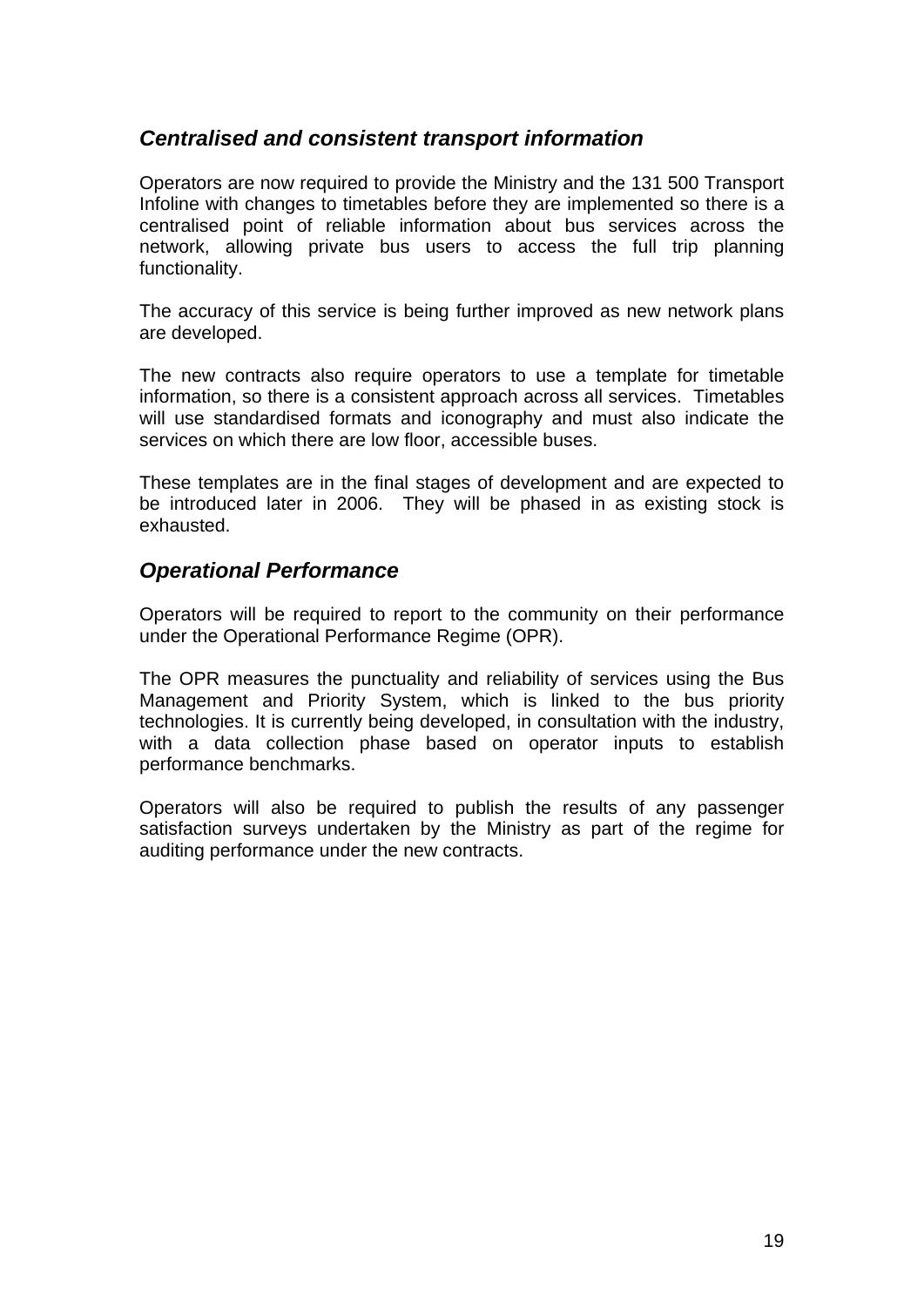## *Centralised and consistent transport information*

Operators are now required to provide the Ministry and the 131 500 Transport Infoline with changes to timetables before they are implemented so there is a centralised point of reliable information about bus services across the network, allowing private bus users to access the full trip planning functionality.

The accuracy of this service is being further improved as new network plans are developed.

The new contracts also require operators to use a template for timetable information, so there is a consistent approach across all services. Timetables will use standardised formats and iconography and must also indicate the services on which there are low floor, accessible buses.

These templates are in the final stages of development and are expected to be introduced later in 2006. They will be phased in as existing stock is exhausted.

## *Operational Performance*

Operators will be required to report to the community on their performance under the Operational Performance Regime (OPR).

The OPR measures the punctuality and reliability of services using the Bus Management and Priority System, which is linked to the bus priority technologies. It is currently being developed, in consultation with the industry, with a data collection phase based on operator inputs to establish performance benchmarks.

Operators will also be required to publish the results of any passenger satisfaction surveys undertaken by the Ministry as part of the regime for auditing performance under the new contracts.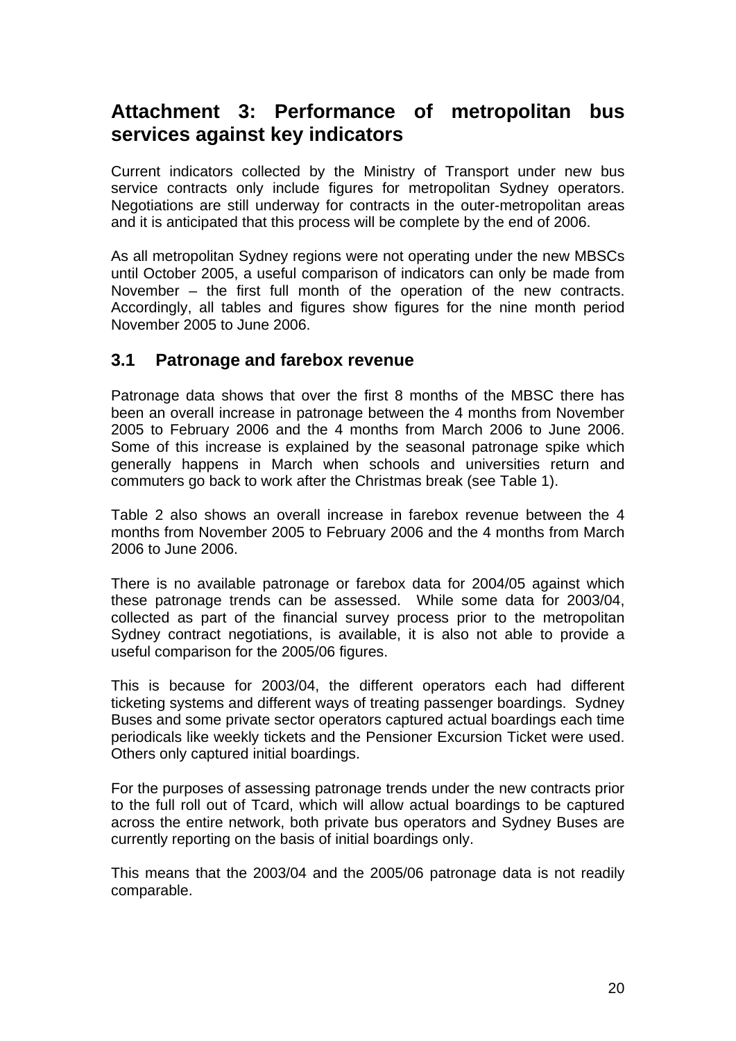# Attachment 3: Performance of metropolitan bus services against key indicators

Current indicators collected by the Ministry of Transport under new bus service contracts only include figures for metropolitan Sydney operators. Negotiations are still underway for contracts in the outer-metropolitan areas and it is anticipated that this process will be complete by the end of 2006.

As all metropolitan Sydney regions were not operating under the new MBSCs until October 2005, a useful comparison of indicators can only be made from November – the first full month of the operation of the new contracts. Accordingly, all tables and figures show figures for the nine month period November 2005 to June 2006.

## 3.1 Patronage and farebox revenue

Patronage data shows that over the first 8 months of the MBSC there has been an overall increase in patronage between the 4 months from November 2005 to February 2006 and the 4 months from March 2006 to June 2006. Some of this increase is explained by the seasonal patronage spike which generally happens in March when schools and universities return and commuters go back to work after the Christmas break (see Table 1).

Table 2 also shows an overall increase in farebox revenue between the 4 months from November 2005 to February 2006 and the 4 months from March 2006 to June 2006.

There is no available patronage or farebox data for 2004/05 against which these patronage trends can be assessed. While some data for 2003/04, collected as part of the financial survey process prior to the metropolitan Sydney contract negotiations, is available, it is also not able to provide a useful comparison for the 2005/06 figures.

This is because for 2003/04, the different operators each had different ticketing systems and different ways of treating passenger boardings. Sydney Buses and some private sector operators captured actual boardings each time periodicals like weekly tickets and the Pensioner Excursion Ticket were used. Others only captured initial boardings.

For the purposes of assessing patronage trends under the new contracts prior to the full roll out of Tcard, which will allow actual boardings to be captured across the entire network, both private bus operators and Sydney Buses are currently reporting on the basis of initial boardings only.

This means that the 2003/04 and the 2005/06 patronage data is not readily comparable.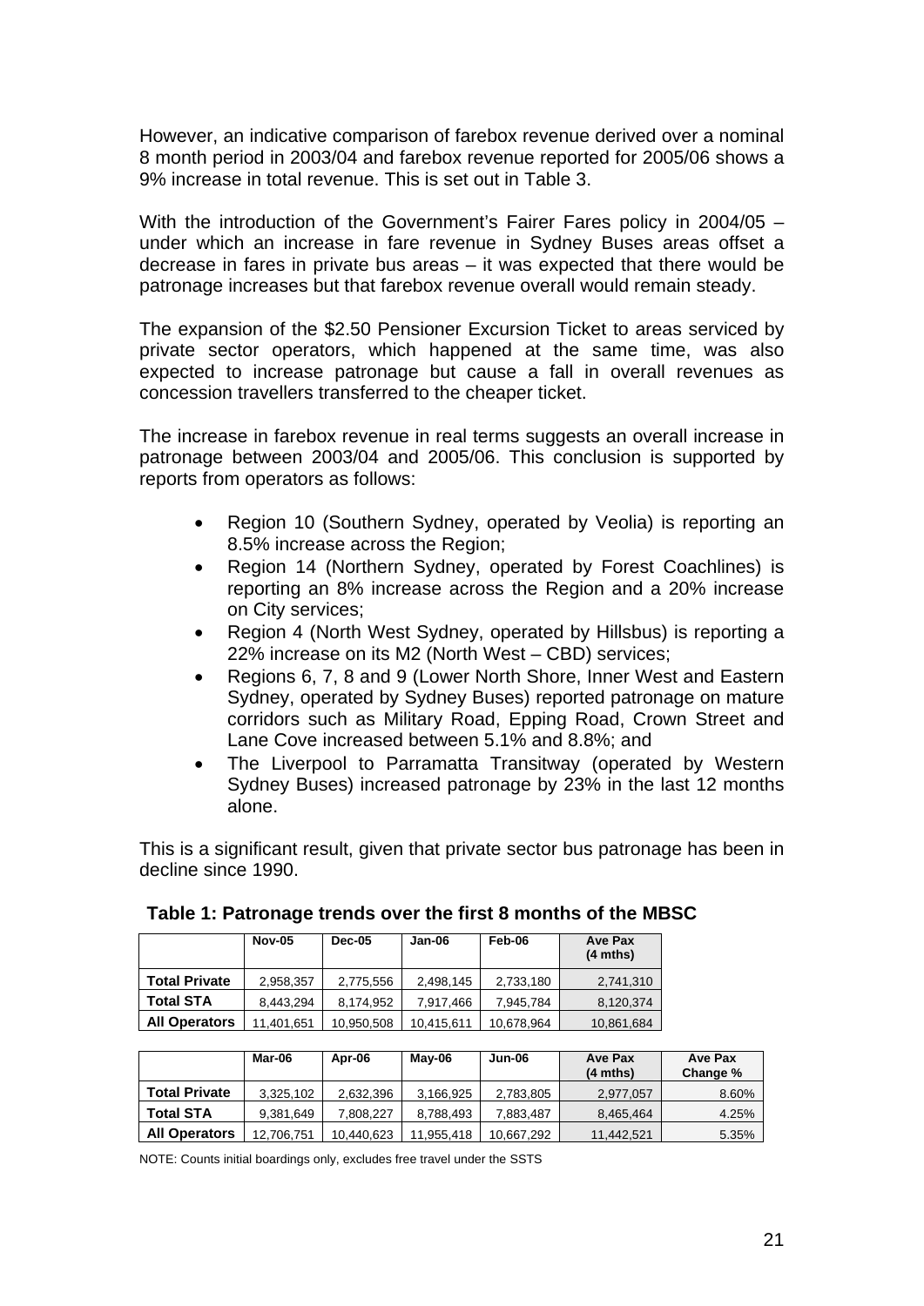However, an indicative comparison of farebox revenue derived over a nominal 8 month period in 2003/04 and farebox revenue reported for 2005/06 shows a 9% increase in total revenue. This is set out in Table 3.

With the introduction of the Government's Fairer Fares policy in 2004/05 – under which an increase in fare revenue in Sydney Buses areas offset a decrease in fares in private bus areas – it was expected that there would be patronage increases but that farebox revenue overall would remain steady.

The expansion of the $2.50 Pensioner Excursion Ticket to areas serviced by private sector operators, which happened at the same time, was also expected to increase patronage but cause a fall in overall revenues as concession travellers transferred to the cheaper ticket.

The increase in farebox revenue in real terms suggests an overall increase in patronage between 2003/04 and 2005/06. This conclusion is supported by reports from operators as follows:

- Region 10 (Southern Sydney, operated by Veolia) is reporting an 8.5% increase across the Region;
- Region 14 (Northern Sydney, operated by Forest Coachlines) is reporting an 8% increase across the Region and a 20% increase on City services;
- Region 4 (North West Sydney, operated by Hillsbus) is reporting a 22% increase on its M2 (North West – CBD) services;
- Regions 6, 7, 8 and 9 (Lower North Shore, Inner West and Eastern Sydney, operated by Sydney Buses) reported patronage on mature corridors such as Military Road, Epping Road, Crown Street and Lane Cove increased between 5.1% and 8.8%; and
- The Liverpool to Parramatta Transitway (operated by Western Sydney Buses) increased patronage by 23% in the last 12 months alone.

This is a significant result, given that private sector bus patronage has been in decline since 1990.

**Table 1: Patronage trends over the first 8 months of the MBSC**

| | Nov-05 | Dec-05 | Jan-06 | Feb-06 | Ave Pax (4 mths) |
|---|---|---|---|---|---|
| **Total Private** | 2,958,357 | 2,775,556 | 2,498,145 | 2,733,180 | 2,741,310 |
| **Total STA** | 8,443,294 | 8,174,952 | 7,917,466 | 7,945,784 | 8,120,374 |
| **All Operators** | 11,401,651 | 10,950,508 | 10,415,611 | 10,678,964 | 10,861,684 |

| | Mar-06 | Apr-06 | May-06 | Jun-06 | Ave Pax (4 mths) | Ave Pax Change % |
|---|---|---|---|---|---|---|
| **Total Private** | 3,325,102 | 2,632,396 | 3,166,925 | 2,783,805 | 2,977,057 | 8.60% |
| **Total STA** | 9,381,649 | 7,808,227 | 8,788,493 | 7,883,487 | 8,465,464 | 4.25% |
| **All Operators** | 12,706,751 | 10,440,623 | 11,955,418 | 10,667,292 | 11,442,521 | 5.35% |

NOTE: Counts initial boardings only, excludes free travel under the SSTS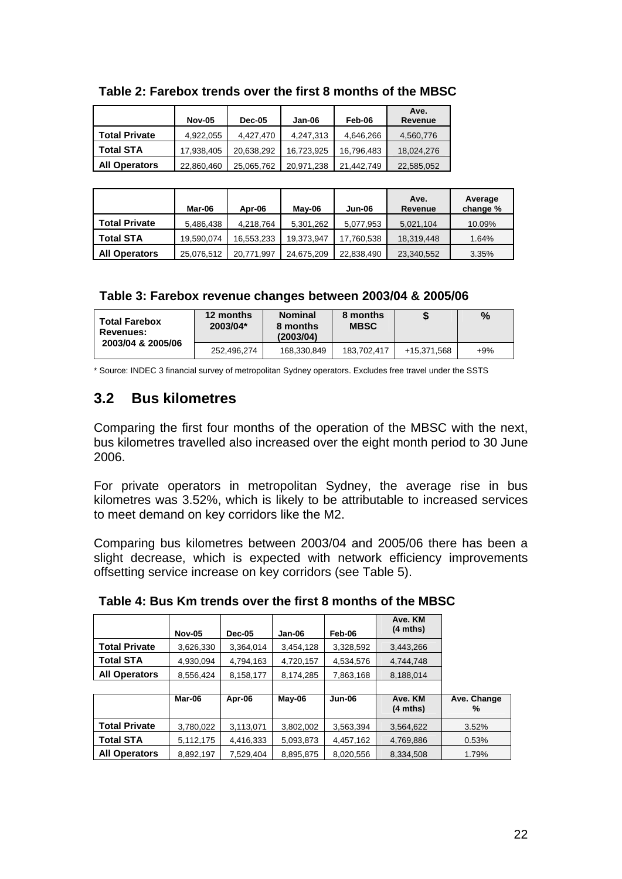**Table 2: Farebox trends over the first 8 months of the MBSC**

| | Nov-05 | Dec-05 | Jan-06 | Feb-06 | Ave. Revenue |
|---|---|---|---|---|---|
| **Total Private** | 4,922,055 | 4,427,470 | 4,247,313 | 4,646,266 | 4,560,776 |
| **Total STA** | 17,938,405 | 20,638,292 | 16,723,925 | 16,796,483 | 18,024,276 |
| **All Operators** | 22,860,460 | 25,065,762 | 20,971,238 | 21,442,749 | 22,585,052 |

| | Mar-06 | Apr-06 | May-06 | Jun-06 | Ave. Revenue | Average change % |
|---|---|---|---|---|---|---|
| **Total Private** | 5,486,438 | 4,218,764 | 5,301,262 | 5,077,953 | 5,021,104 | 10.09% |
| **Total STA** | 19,590,074 | 16,553,233 | 19,373,947 | 17,760,538 | 18,319,448 | 1.64% |
| **All Operators** | 25,076,512 | 20,771,997 | 24,675,209 | 22,838,490 | 23,340,552 | 3.35% |

**Table 3: Farebox revenue changes between 2003/04 & 2005/06**

| Total Farebox Revenues: 2003/04 & 2005/06 | 12 months 2003/04* | Nominal 8 months (2003/04) | 8 months MBSC | $ | % |
|---|---|---|---|---|---|
| | 252,496,274 | 168,330,849 | 183,702,417 | +15,371,568 | +9% |

\* Source: INDEC 3 financial survey of metropolitan Sydney operators. Excludes free travel under the SSTS

## 3.2 Bus kilometres

Comparing the first four months of the operation of the MBSC with the next, bus kilometres travelled also increased over the eight month period to 30 June 2006.

For private operators in metropolitan Sydney, the average rise in bus kilometres was 3.52%, which is likely to be attributable to increased services to meet demand on key corridors like the M2.

Comparing bus kilometres between 2003/04 and 2005/06 there has been a slight decrease, which is expected with network efficiency improvements offsetting service increase on key corridors (see Table 5).

**Table 4: Bus Km trends over the first 8 months of the MBSC**

| | Nov-05 | Dec-05 | Jan-06 | Feb-06 | Ave. KM (4 mths) | |
|---|---|---|---|---|---|---|
| **Total Private** | 3,626,330 | 3,364,014 | 3,454,128 | 3,328,592 | 3,443,266 | |
| **Total STA** | 4,930,094 | 4,794,163 | 4,720,157 | 4,534,576 | 4,744,748 | |
| **All Operators** | 8,556,424 | 8,158,177 | 8,174,285 | 7,863,168 | 8,188,014 | |
| | **Mar-06** | **Apr-06** | **May-06** | **Jun-06** | **Ave. KM (4 mths)** | **Ave. Change %** |
| **Total Private** | 3,780,022 | 3,113,071 | 3,802,002 | 3,563,394 | 3,564,622 | 3.52% |
| **Total STA** | 5,112,175 | 4,416,333 | 5,093,873 | 4,457,162 | 4,769,886 | 0.53% |
| **All Operators** | 8,892,197 | 7,529,404 | 8,895,875 | 8,020,556 | 8,334,508 | 1.79% |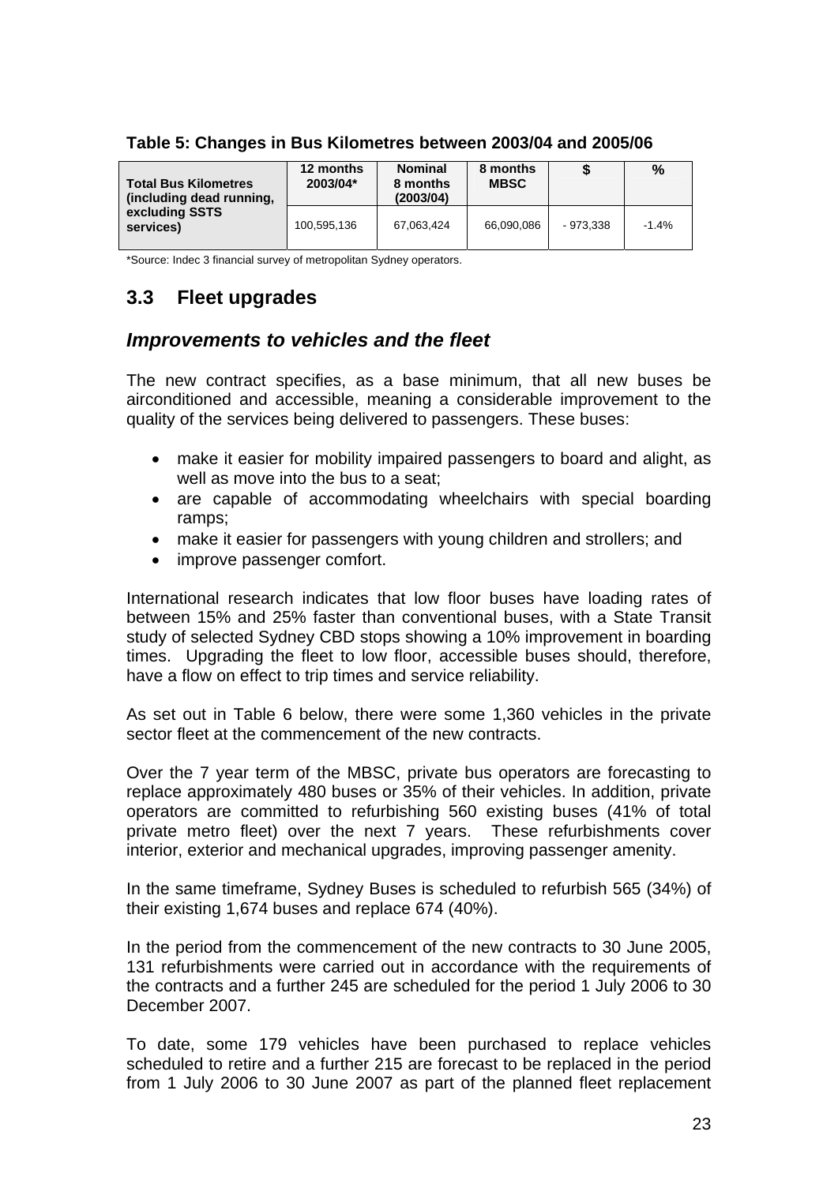**Table 5: Changes in Bus Kilometres between 2003/04 and 2005/06**

| | 12 months 2003/04* | Nominal 8 months (2003/04) | 8 months MBSC | $ | % |
|---|---|---|---|---|---|
| **Total Bus Kilometres (including dead running, excluding SSTS services)** | 100,595,136 | 67,063,424 | 66,090,086 | - 973,338 | -1.4% |

*Source: Indec 3 financial survey of metropolitan Sydney operators.

## 3.3 Fleet upgrades

### *Improvements to vehicles and the fleet*

The new contract specifies, as a base minimum, that all new buses be airconditioned and accessible, meaning a considerable improvement to the quality of the services being delivered to passengers. These buses:

- make it easier for mobility impaired passengers to board and alight, as well as move into the bus to a seat;
- are capable of accommodating wheelchairs with special boarding ramps;
- make it easier for passengers with young children and strollers; and
- improve passenger comfort.

International research indicates that low floor buses have loading rates of between 15% and 25% faster than conventional buses, with a State Transit study of selected Sydney CBD stops showing a 10% improvement in boarding times. Upgrading the fleet to low floor, accessible buses should, therefore, have a flow on effect to trip times and service reliability.

As set out in Table 6 below, there were some 1,360 vehicles in the private sector fleet at the commencement of the new contracts.

Over the 7 year term of the MBSC, private bus operators are forecasting to replace approximately 480 buses or 35% of their vehicles. In addition, private operators are committed to refurbishing 560 existing buses (41% of total private metro fleet) over the next 7 years. These refurbishments cover interior, exterior and mechanical upgrades, improving passenger amenity.

In the same timeframe, Sydney Buses is scheduled to refurbish 565 (34%) of their existing 1,674 buses and replace 674 (40%).

In the period from the commencement of the new contracts to 30 June 2005, 131 refurbishments were carried out in accordance with the requirements of the contracts and a further 245 are scheduled for the period 1 July 2006 to 30 December 2007.

To date, some 179 vehicles have been purchased to replace vehicles scheduled to retire and a further 215 are forecast to be replaced in the period from 1 July 2006 to 30 June 2007 as part of the planned fleet replacement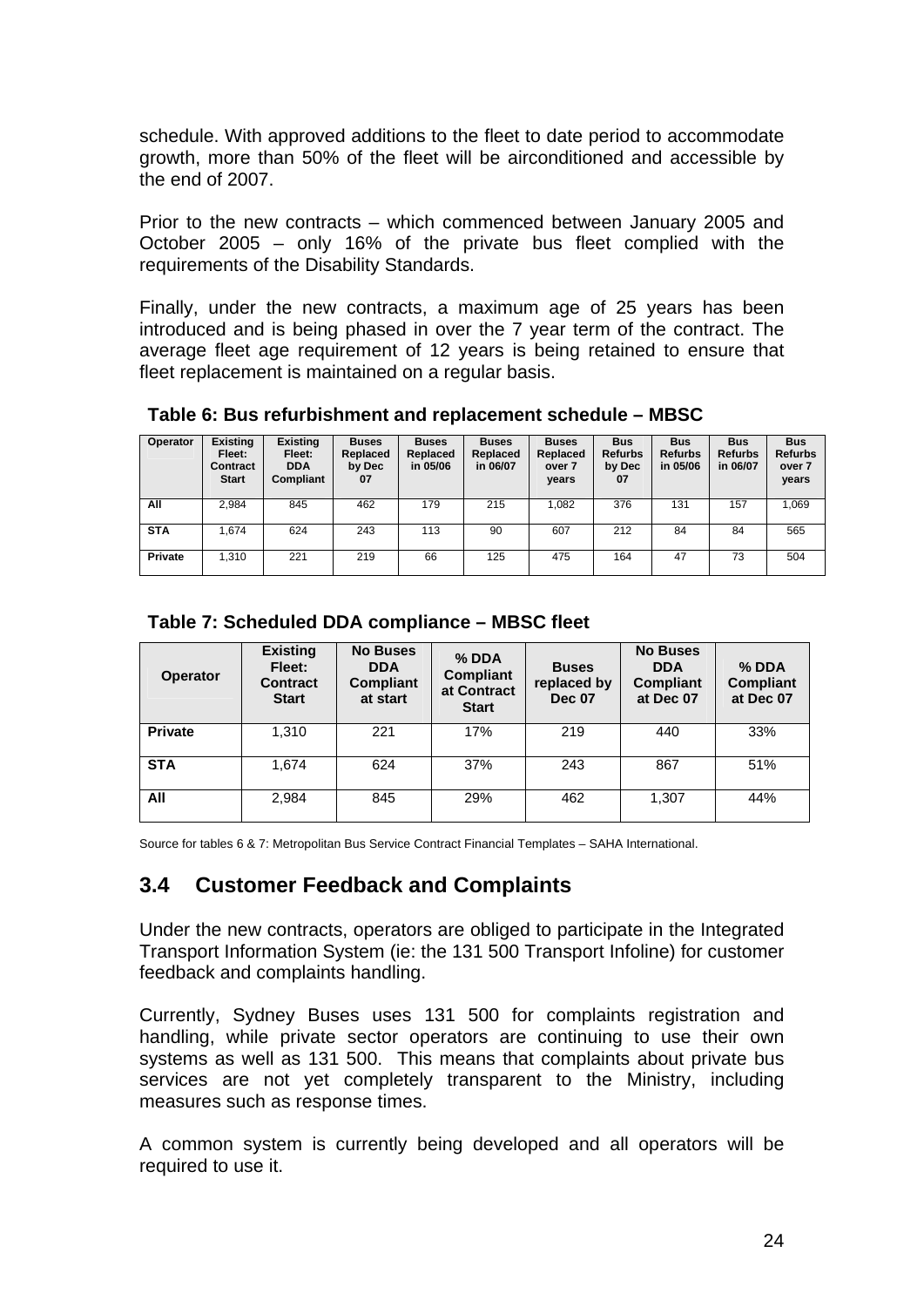schedule. With approved additions to the fleet to date period to accommodate growth, more than 50% of the fleet will be airconditioned and accessible by the end of 2007.

Prior to the new contracts – which commenced between January 2005 and October 2005 – only 16% of the private bus fleet complied with the requirements of the Disability Standards.

Finally, under the new contracts, a maximum age of 25 years has been introduced and is being phased in over the 7 year term of the contract. The average fleet age requirement of 12 years is being retained to ensure that fleet replacement is maintained on a regular basis.

**Table 6: Bus refurbishment and replacement schedule – MBSC**

| Operator | Existing Fleet: Contract Start | Existing Fleet: DDA Compliant | Buses Replaced by Dec 07 | Buses Replaced in 05/06 | Buses Replaced in 06/07 | Buses Replaced over 7 years | Bus Refurbs by Dec 07 | Bus Refurbs in 05/06 | Bus Refurbs in 06/07 | Bus Refurbs over 7 years |
|---|---|---|---|---|---|---|---|---|---|---|
| All | 2,984 | 845 | 462 | 179 | 215 | 1,082 | 376 | 131 | 157 | 1,069 |
| STA | 1,674 | 624 | 243 | 113 | 90 | 607 | 212 | 84 | 84 | 565 |
| Private | 1,310 | 221 | 219 | 66 | 125 | 475 | 164 | 47 | 73 | 504 |

**Table 7: Scheduled DDA compliance – MBSC fleet**

| Operator | Existing Fleet: Contract Start | No Buses DDA Compliant at start | % DDA Compliant at Contract Start | Buses replaced by Dec 07 | No Buses DDA Compliant at Dec 07 | % DDA Compliant at Dec 07 |
|---|---|---|---|---|---|---|
| Private | 1,310 | 221 | 17% | 219 | 440 | 33% |
| STA | 1,674 | 624 | 37% | 243 | 867 | 51% |
| All | 2,984 | 845 | 29% | 462 | 1,307 | 44% |

Source for tables 6 & 7: Metropolitan Bus Service Contract Financial Templates – SAHA International.

## 3.4 Customer Feedback and Complaints

Under the new contracts, operators are obliged to participate in the Integrated Transport Information System (ie: the 131 500 Transport Infoline) for customer feedback and complaints handling.

Currently, Sydney Buses uses 131 500 for complaints registration and handling, while private sector operators are continuing to use their own systems as well as 131 500. This means that complaints about private bus services are not yet completely transparent to the Ministry, including measures such as response times.

A common system is currently being developed and all operators will be required to use it.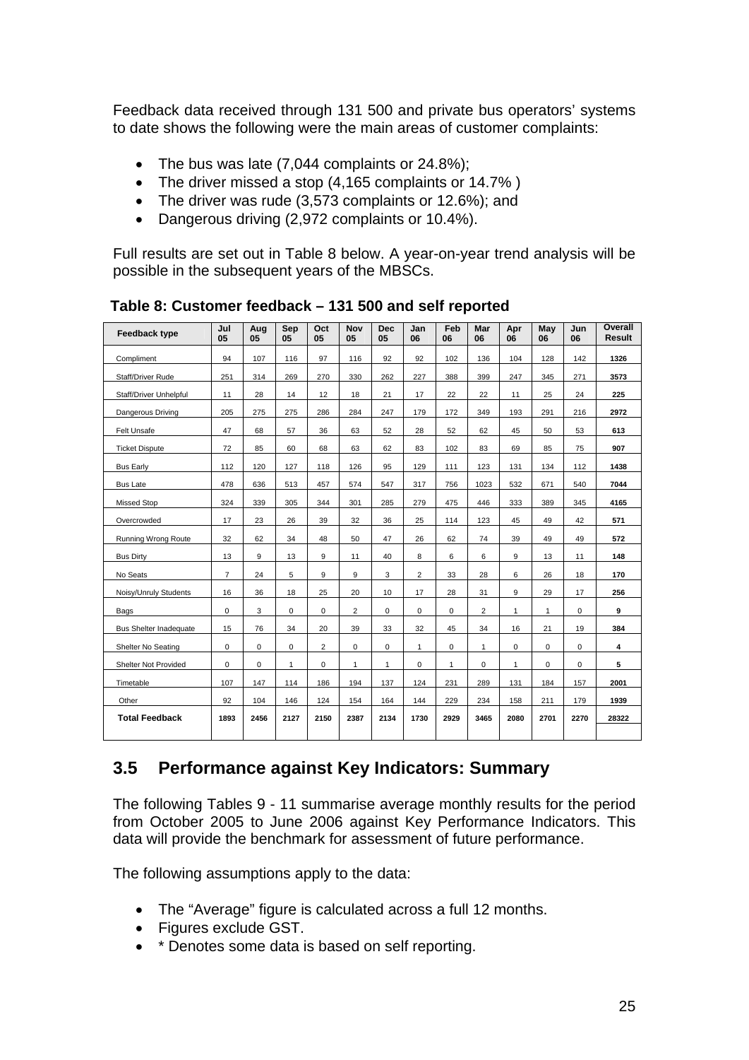Feedback data received through 131 500 and private bus operators' systems to date shows the following were the main areas of customer complaints:

- The bus was late (7,044 complaints or 24.8%);
- The driver missed a stop (4,165 complaints or 14.7% )
- The driver was rude (3,573 complaints or 12.6%); and
- Dangerous driving (2,972 complaints or 10.4%).

Full results are set out in Table 8 below. A year-on-year trend analysis will be possible in the subsequent years of the MBSCs.

**Table 8: Customer feedback – 131 500 and self reported**

| Feedback type | Jul 05 | Aug 05 | Sep 05 | Oct 05 | Nov 05 | Dec 05 | Jan 06 | Feb 06 | Mar 06 | Apr 06 | May 06 | Jun 06 | Overall Result |
|---|---|---|---|---|---|---|---|---|---|---|---|---|---|
| Compliment | 94 | 107 | 116 | 97 | 116 | 92 | 92 | 102 | 136 | 104 | 128 | 142 | **1326** |
| Staff/Driver Rude | 251 | 314 | 269 | 270 | 330 | 262 | 227 | 388 | 399 | 247 | 345 | 271 | **3573** |
| Staff/Driver Unhelpful | 11 | 28 | 14 | 12 | 18 | 21 | 17 | 22 | 22 | 11 | 25 | 24 | **225** |
| Dangerous Driving | 205 | 275 | 275 | 286 | 284 | 247 | 179 | 172 | 349 | 193 | 291 | 216 | **2972** |
| Felt Unsafe | 47 | 68 | 57 | 36 | 63 | 52 | 28 | 52 | 62 | 45 | 50 | 53 | **613** |
| Ticket Dispute | 72 | 85 | 60 | 68 | 63 | 62 | 83 | 102 | 83 | 69 | 85 | 75 | **907** |
| Bus Early | 112 | 120 | 127 | 118 | 126 | 95 | 129 | 111 | 123 | 131 | 134 | 112 | **1438** |
| Bus Late | 478 | 636 | 513 | 457 | 574 | 547 | 317 | 756 | 1023 | 532 | 671 | 540 | **7044** |
| Missed Stop | 324 | 339 | 305 | 344 | 301 | 285 | 279 | 475 | 446 | 333 | 389 | 345 | **4165** |
| Overcrowded | 17 | 23 | 26 | 39 | 32 | 36 | 25 | 114 | 123 | 45 | 49 | 42 | **571** |
| Running Wrong Route | 32 | 62 | 34 | 48 | 50 | 47 | 26 | 62 | 74 | 39 | 49 | 49 | **572** |
| Bus Dirty | 13 | 9 | 13 | 9 | 11 | 40 | 8 | 6 | 6 | 9 | 13 | 11 | **148** |
| No Seats | 7 | 24 | 5 | 9 | 9 | 3 | 2 | 33 | 28 | 6 | 26 | 18 | **170** |
| Noisy/Unruly Students | 16 | 36 | 18 | 25 | 20 | 10 | 17 | 28 | 31 | 9 | 29 | 17 | **256** |
| Bags | 0 | 3 | 0 | 0 | 2 | 0 | 0 | 0 | 2 | 1 | 1 | 0 | **9** |
| Bus Shelter Inadequate | 15 | 76 | 34 | 20 | 39 | 33 | 32 | 45 | 34 | 16 | 21 | 19 | **384** |
| Shelter No Seating | 0 | 0 | 0 | 2 | 0 | 0 | 1 | 0 | 1 | 0 | 0 | 0 | **4** |
| Shelter Not Provided | 0 | 0 | 1 | 0 | 1 | 1 | 0 | 1 | 0 | 1 | 0 | 0 | **5** |
| Timetable | 107 | 147 | 114 | 186 | 194 | 137 | 124 | 231 | 289 | 131 | 184 | 157 | **2001** |
| Other | 92 | 104 | 146 | 124 | 154 | 164 | 144 | 229 | 234 | 158 | 211 | 179 | **1939** |
| **Total Feedback** | **1893** | **2456** | **2127** | **2150** | **2387** | **2134** | **1730** | **2929** | **3465** | **2080** | **2701** | **2270** | **28322** |

## 3.5 Performance against Key Indicators: Summary

The following Tables 9 - 11 summarise average monthly results for the period from October 2005 to June 2006 against Key Performance Indicators. This data will provide the benchmark for assessment of future performance.

The following assumptions apply to the data:

- The "Average" figure is calculated across a full 12 months.
- Figures exclude GST.
- * Denotes some data is based on self reporting.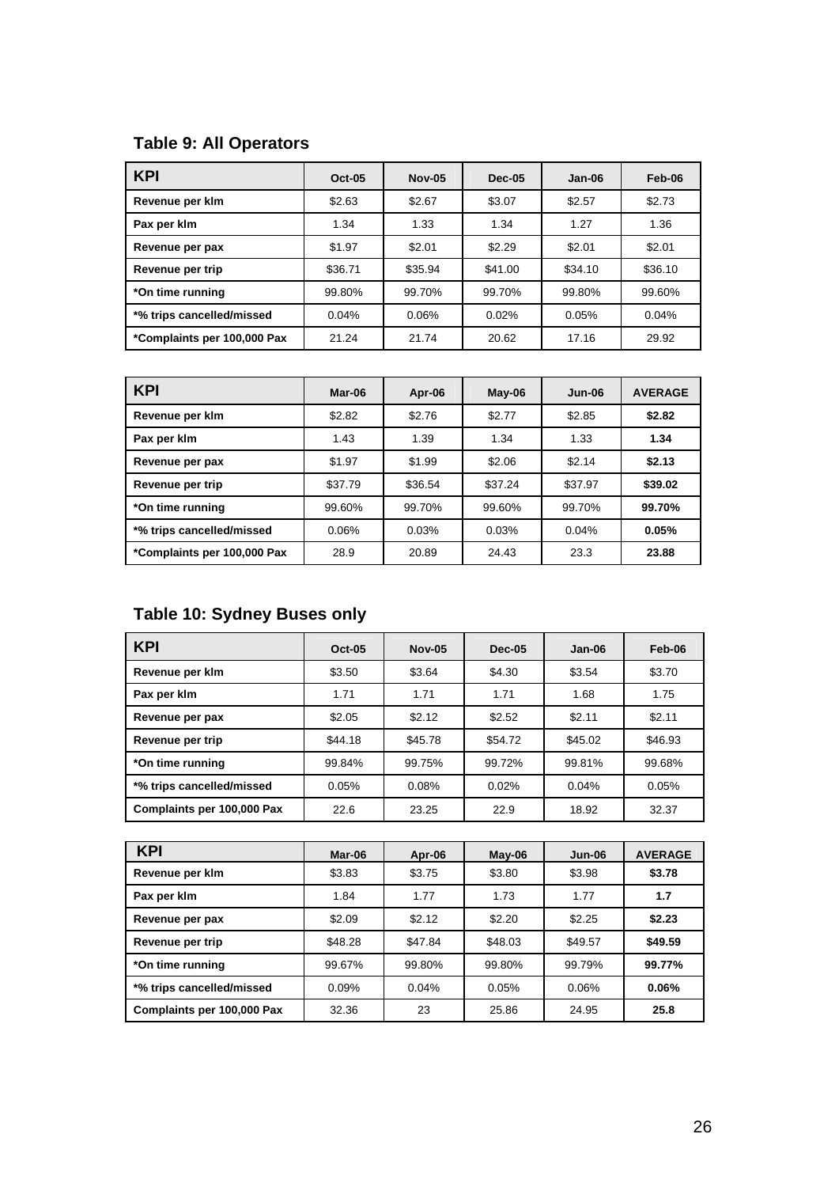### Table 9: All Operators

| KPI | Oct-05 | Nov-05 | Dec-05 | Jan-06 | Feb-06 |
|---|---|---|---|---|---|
| Revenue per klm | $2.63 | $2.67 | $3.07 | $2.57 | $2.73 |
| Pax per klm | 1.34 | 1.33 | 1.34 | 1.27 | 1.36 |
| Revenue per pax | $1.97 | $2.01 | $2.29 | $2.01 | $2.01 |
| Revenue per trip | $36.71 | $35.94 | $41.00 | $34.10 | $36.10 |
| *On time running | 99.80% | 99.70% | 99.70% | 99.80% | 99.60% |
| *% trips cancelled/missed | 0.04% | 0.06% | 0.02% | 0.05% | 0.04% |
| *Complaints per 100,000 Pax | 21.24 | 21.74 | 20.62 | 17.16 | 29.92 |

| KPI | Mar-06 | Apr-06 | May-06 | Jun-06 | AVERAGE |
|---|---|---|---|---|---|
| Revenue per klm | $2.82 | $2.76 | $2.77 | $2.85 | **$2.82** |
| Pax per klm | 1.43 | 1.39 | 1.34 | 1.33 | **1.34** |
| Revenue per pax | $1.97 | $1.99 | $2.06 | $2.14 | **$2.13** |
| Revenue per trip | $37.79 | $36.54 | $37.24 | $37.97 | **$39.02** |
| *On time running | 99.60% | 99.70% | 99.60% | 99.70% | **99.70%** |
| *% trips cancelled/missed | 0.06% | 0.03% | 0.03% | 0.04% | **0.05%** |
| *Complaints per 100,000 Pax | 28.9 | 20.89 | 24.43 | 23.3 | **23.88** |

### Table 10: Sydney Buses only

| KPI | Oct-05 | Nov-05 | Dec-05 | Jan-06 | Feb-06 |
|---|---|---|---|---|---|
| Revenue per klm | $3.50 | $3.64 | $4.30 | $3.54 | $3.70 |
| Pax per klm | 1.71 | 1.71 | 1.71 | 1.68 | 1.75 |
| Revenue per pax | $2.05 | $2.12 | $2.52 | $2.11 | $2.11 |
| Revenue per trip | $44.18 | $45.78 | $54.72 | $45.02 | $46.93 |
| *On time running | 99.84% | 99.75% | 99.72% | 99.81% | 99.68% |
| *% trips cancelled/missed | 0.05% | 0.08% | 0.02% | 0.04% | 0.05% |
| Complaints per 100,000 Pax | 22.6 | 23.25 | 22.9 | 18.92 | 32.37 |

| KPI | Mar-06 | Apr-06 | May-06 | Jun-06 | AVERAGE |
|---|---|---|---|---|---|
| Revenue per klm | $3.83 | $3.75 | $3.80 | $3.98 | **$3.78** |
| Pax per klm | 1.84 | 1.77 | 1.73 | 1.77 | **1.7** |
| Revenue per pax | $2.09 | $2.12 | $2.20 | $2.25 | **$2.23** |
| Revenue per trip | $48.28 | $47.84 | $48.03 | $49.57 | **$49.59** |
| *On time running | 99.67% | 99.80% | 99.80% | 99.79% | **99.77%** |
| *% trips cancelled/missed | 0.09% | 0.04% | 0.05% | 0.06% | **0.06%** |
| Complaints per 100,000 Pax | 32.36 | 23 | 25.86 | 24.95 | **25.8** |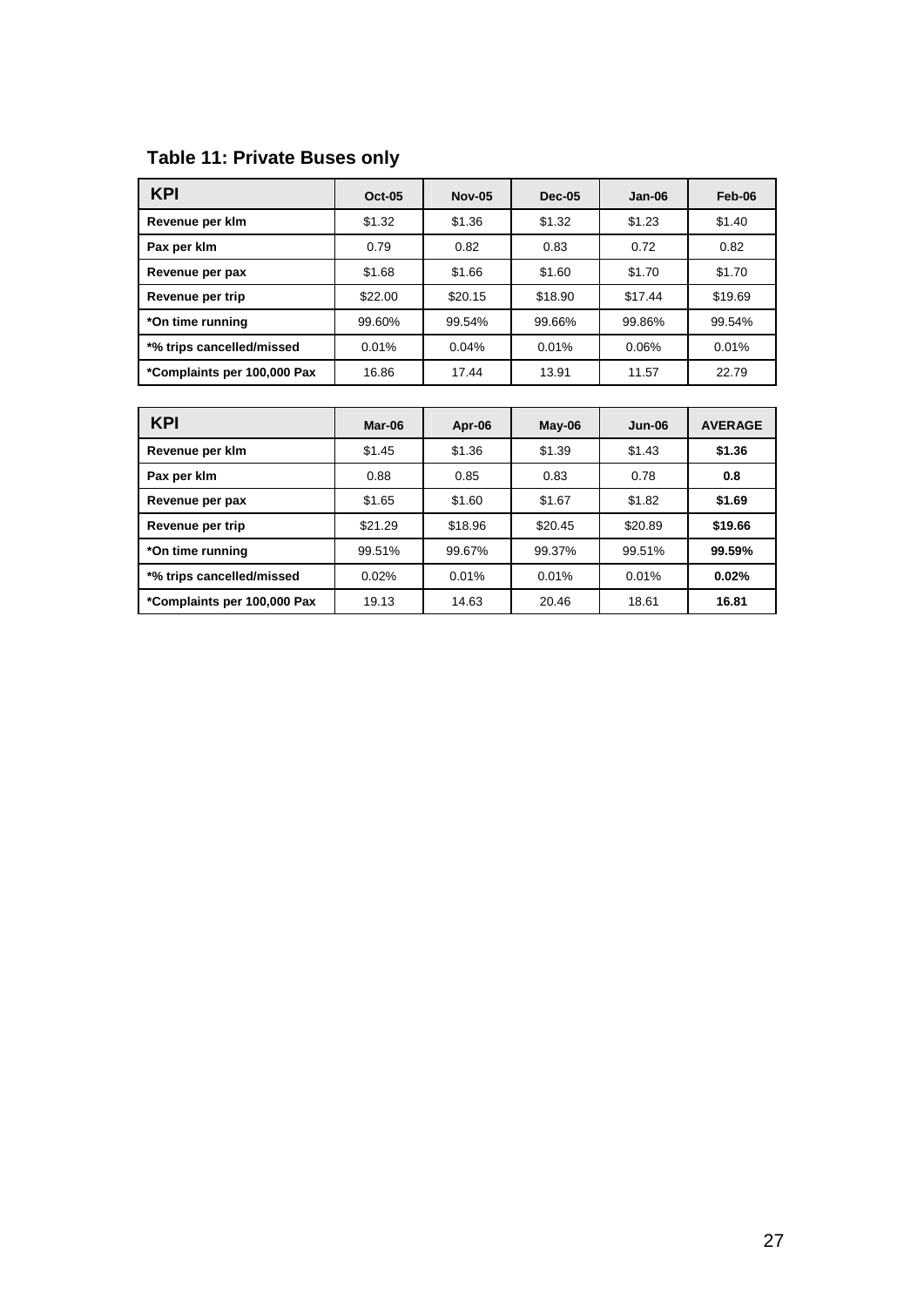**Table 11: Private Buses only**

| KPI | Oct-05 | Nov-05 | Dec-05 | Jan-06 | Feb-06 |
|---|---|---|---|---|---|
| Revenue per klm | $1.32 | $1.36 | $1.32 | $1.23 | $1.40 |
| Pax per klm | 0.79 | 0.82 | 0.83 | 0.72 | 0.82 |
| Revenue per pax | $1.68 | $1.66 | $1.60 | $1.70 | $1.70 |
| Revenue per trip | $22.00 | $20.15 | $18.90 | $17.44 | $19.69 |
| *On time running | 99.60% | 99.54% | 99.66% | 99.86% | 99.54% |
| *% trips cancelled/missed | 0.01% | 0.04% | 0.01% | 0.06% | 0.01% |
| *Complaints per 100,000 Pax | 16.86 | 17.44 | 13.91 | 11.57 | 22.79 |

| KPI | Mar-06 | Apr-06 | May-06 | Jun-06 | AVERAGE |
|---|---|---|---|---|---|
| Revenue per klm | $1.45 | $1.36 | $1.39 | $1.43 | **$1.36** |
| Pax per klm | 0.88 | 0.85 | 0.83 | 0.78 | **0.8** |
| Revenue per pax | $1.65 | $1.60 | $1.67 | $1.82 | **$1.69** |
| Revenue per trip | $21.29 | $18.96 | $20.45 | $20.89 | **$19.66** |
| *On time running | 99.51% | 99.67% | 99.37% | 99.51% | **99.59%** |
| *% trips cancelled/missed | 0.02% | 0.01% | 0.01% | 0.01% | **0.02%** |
| *Complaints per 100,000 Pax | 19.13 | 14.63 | 20.46 | 18.61 | **16.81** |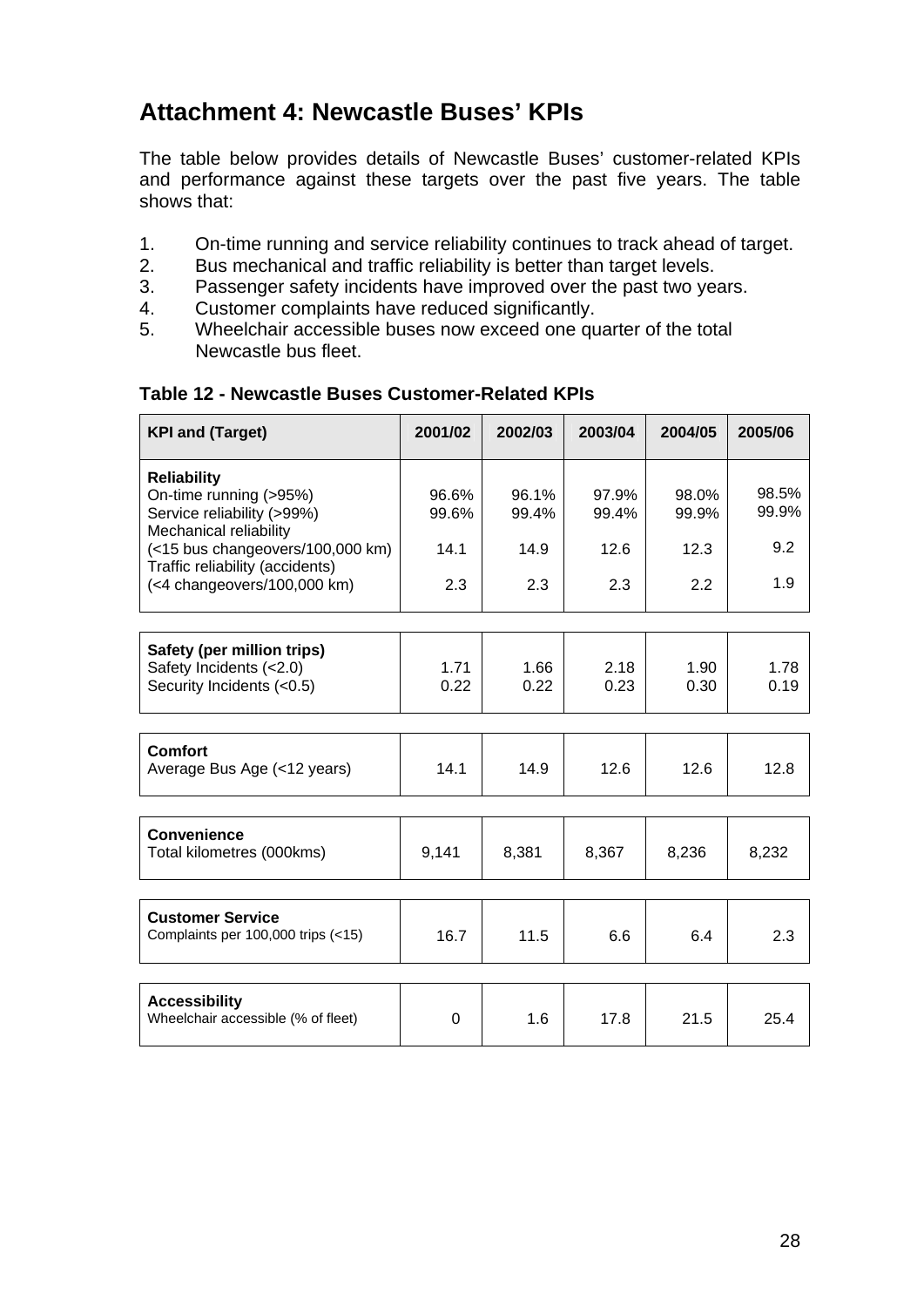# Attachment 4: Newcastle Buses' KPIs

The table below provides details of Newcastle Buses' customer-related KPIs and performance against these targets over the past five years. The table shows that:

1. On-time running and service reliability continues to track ahead of target.
2. Bus mechanical and traffic reliability is better than target levels.
3. Passenger safety incidents have improved over the past two years.
4. Customer complaints have reduced significantly.
5. Wheelchair accessible buses now exceed one quarter of the total Newcastle bus fleet.

**Table 12 - Newcastle Buses Customer-Related KPIs**

| KPI and (Target) | 2001/02 | 2002/03 | 2003/04 | 2004/05 | 2005/06 |
|---|---|---|---|---|---|
| **Reliability** | | | | | |
| On-time running (>95%) | 96.6% | 96.1% | 97.9% | 98.0% | 98.5% |
| Service reliability (>99%) | 99.6% | 99.4% | 99.4% | 99.9% | 99.9% |
| Mechanical reliability (<15 bus changeovers/100,000 km) | 14.1 | 14.9 | 12.6 | 12.3 | 9.2 |
| Traffic reliability (accidents) (<4 changeovers/100,000 km) | 2.3 | 2.3 | 2.3 | 2.2 | 1.9 |
| **Safety (per million trips)** | | | | | |
| Safety Incidents (<2.0) | 1.71 | 1.66 | 2.18 | 1.90 | 1.78 |
| Security Incidents (<0.5) | 0.22 | 0.22 | 0.23 | 0.30 | 0.19 |
| **Comfort** | | | | | |
| Average Bus Age (<12 years) | 14.1 | 14.9 | 12.6 | 12.6 | 12.8 |
| **Convenience** | | | | | |
| Total kilometres (000kms) | 9,141 | 8,381 | 8,367 | 8,236 | 8,232 |
| **Customer Service** | | | | | |
| Complaints per 100,000 trips (<15) | 16.7 | 11.5 | 6.6 | 6.4 | 2.3 |
| **Accessibility** | | | | | |
| Wheelchair accessible (% of fleet) | 0 | 1.6 | 17.8 | 21.5 | 25.4 |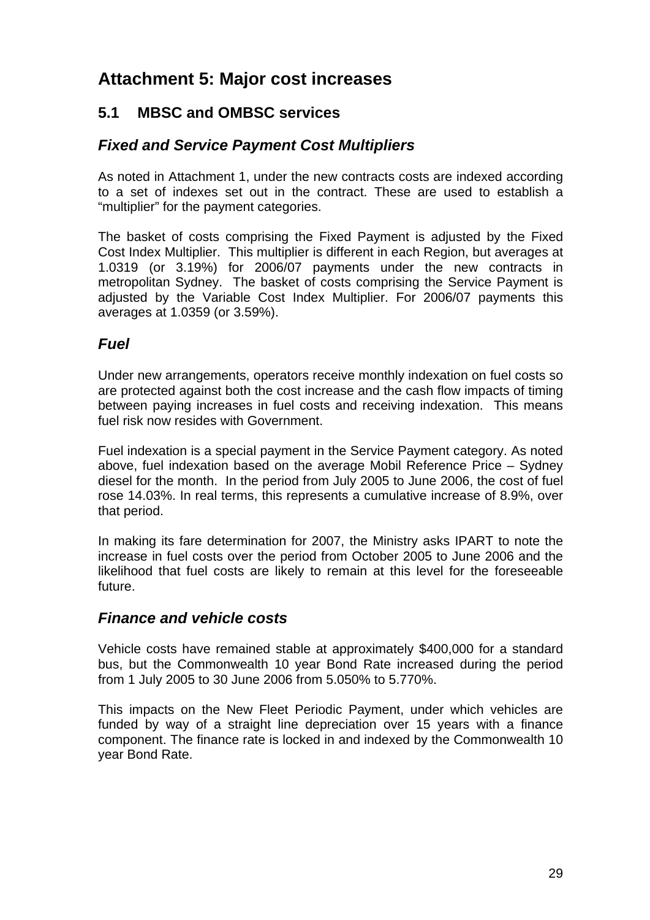# Attachment 5: Major cost increases

## 5.1 MBSC and OMBSC services

### *Fixed and Service Payment Cost Multipliers*

As noted in Attachment 1, under the new contracts costs are indexed according to a set of indexes set out in the contract. These are used to establish a "multiplier" for the payment categories.

The basket of costs comprising the Fixed Payment is adjusted by the Fixed Cost Index Multiplier. This multiplier is different in each Region, but averages at 1.0319 (or 3.19%) for 2006/07 payments under the new contracts in metropolitan Sydney. The basket of costs comprising the Service Payment is adjusted by the Variable Cost Index Multiplier. For 2006/07 payments this averages at 1.0359 (or 3.59%).

### *Fuel*

Under new arrangements, operators receive monthly indexation on fuel costs so are protected against both the cost increase and the cash flow impacts of timing between paying increases in fuel costs and receiving indexation. This means fuel risk now resides with Government.

Fuel indexation is a special payment in the Service Payment category. As noted above, fuel indexation based on the average Mobil Reference Price – Sydney diesel for the month. In the period from July 2005 to June 2006, the cost of fuel rose 14.03%. In real terms, this represents a cumulative increase of 8.9%, over that period.

In making its fare determination for 2007, the Ministry asks IPART to note the increase in fuel costs over the period from October 2005 to June 2006 and the likelihood that fuel costs are likely to remain at this level for the foreseeable future.

### *Finance and vehicle costs*

Vehicle costs have remained stable at approximately $400,000 for a standard bus, but the Commonwealth 10 year Bond Rate increased during the period from 1 July 2005 to 30 June 2006 from 5.050% to 5.770%.

This impacts on the New Fleet Periodic Payment, under which vehicles are funded by way of a straight line depreciation over 15 years with a finance component. The finance rate is locked in and indexed by the Commonwealth 10 year Bond Rate.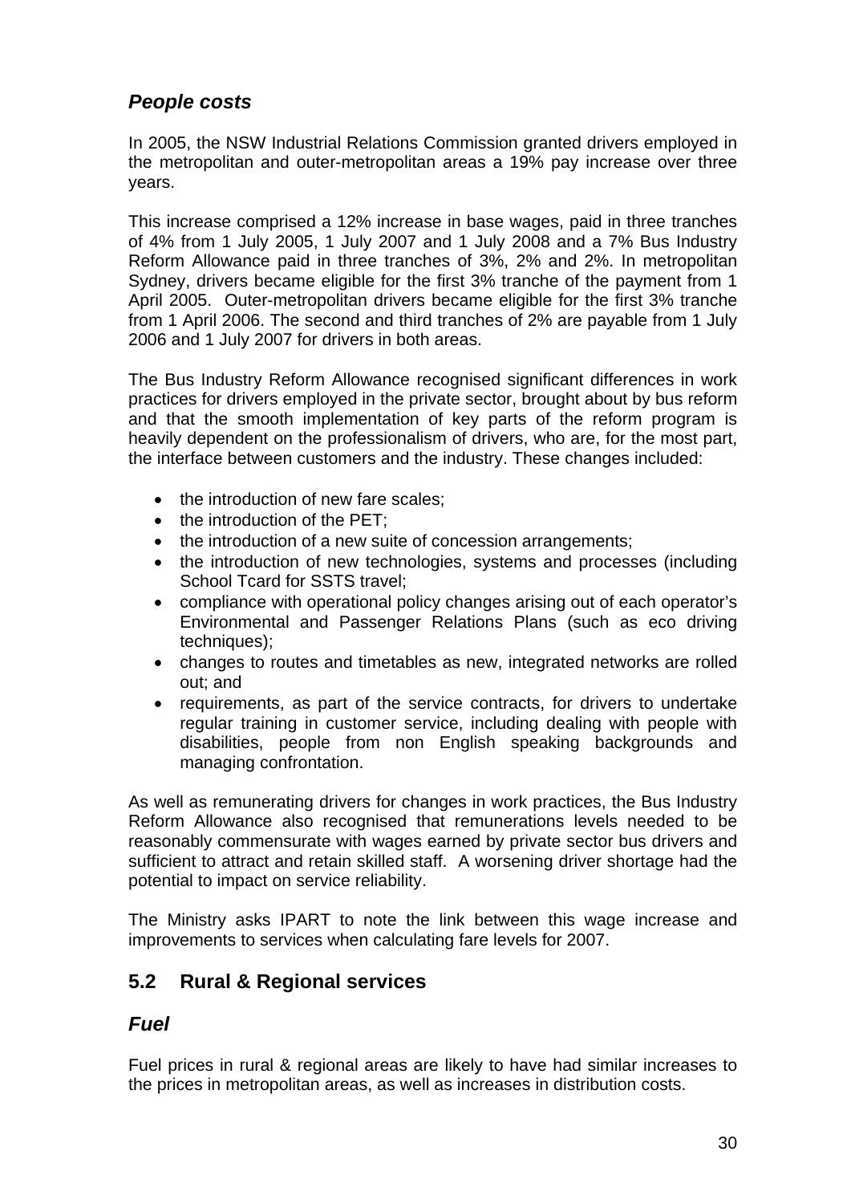### *People costs*

In 2005, the NSW Industrial Relations Commission granted drivers employed in the metropolitan and outer-metropolitan areas a 19% pay increase over three years.

This increase comprised a 12% increase in base wages, paid in three tranches of 4% from 1 July 2005, 1 July 2007 and 1 July 2008 and a 7% Bus Industry Reform Allowance paid in three tranches of 3%, 2% and 2%. In metropolitan Sydney, drivers became eligible for the first 3% tranche of the payment from 1 April 2005. Outer-metropolitan drivers became eligible for the first 3% tranche from 1 April 2006. The second and third tranches of 2% are payable from 1 July 2006 and 1 July 2007 for drivers in both areas.

The Bus Industry Reform Allowance recognised significant differences in work practices for drivers employed in the private sector, brought about by bus reform and that the smooth implementation of key parts of the reform program is heavily dependent on the professionalism of drivers, who are, for the most part, the interface between customers and the industry. These changes included:

- the introduction of new fare scales;
- the introduction of the PET;
- the introduction of a new suite of concession arrangements;
- the introduction of new technologies, systems and processes (including School Tcard for SSTS travel;
- compliance with operational policy changes arising out of each operator's Environmental and Passenger Relations Plans (such as eco driving techniques);
- changes to routes and timetables as new, integrated networks are rolled out; and
- requirements, as part of the service contracts, for drivers to undertake regular training in customer service, including dealing with people with disabilities, people from non English speaking backgrounds and managing confrontation.

As well as remunerating drivers for changes in work practices, the Bus Industry Reform Allowance also recognised that remunerations levels needed to be reasonably commensurate with wages earned by private sector bus drivers and sufficient to attract and retain skilled staff. A worsening driver shortage had the potential to impact on service reliability.

The Ministry asks IPART to note the link between this wage increase and improvements to services when calculating fare levels for 2007.

## 5.2 Rural & Regional services

### *Fuel*

Fuel prices in rural & regional areas are likely to have had similar increases to the prices in metropolitan areas, as well as increases in distribution costs.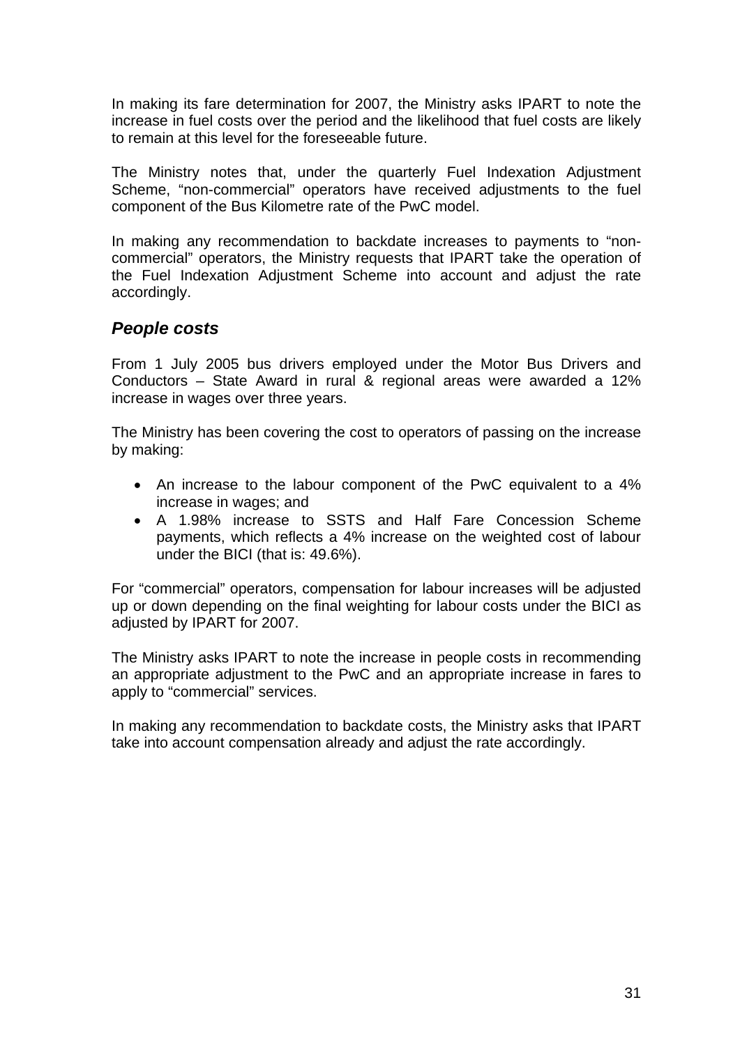In making its fare determination for 2007, the Ministry asks IPART to note the increase in fuel costs over the period and the likelihood that fuel costs are likely to remain at this level for the foreseeable future.

The Ministry notes that, under the quarterly Fuel Indexation Adjustment Scheme, "non-commercial" operators have received adjustments to the fuel component of the Bus Kilometre rate of the PwC model.

In making any recommendation to backdate increases to payments to "non-commercial" operators, the Ministry requests that IPART take the operation of the Fuel Indexation Adjustment Scheme into account and adjust the rate accordingly.

### *People costs*

From 1 July 2005 bus drivers employed under the Motor Bus Drivers and Conductors – State Award in rural & regional areas were awarded a 12% increase in wages over three years.

The Ministry has been covering the cost to operators of passing on the increase by making:

- An increase to the labour component of the PwC equivalent to a 4% increase in wages; and
- A 1.98% increase to SSTS and Half Fare Concession Scheme payments, which reflects a 4% increase on the weighted cost of labour under the BICI (that is: 49.6%).

For "commercial" operators, compensation for labour increases will be adjusted up or down depending on the final weighting for labour costs under the BICI as adjusted by IPART for 2007.

The Ministry asks IPART to note the increase in people costs in recommending an appropriate adjustment to the PwC and an appropriate increase in fares to apply to "commercial" services.

In making any recommendation to backdate costs, the Ministry asks that IPART take into account compensation already and adjust the rate accordingly.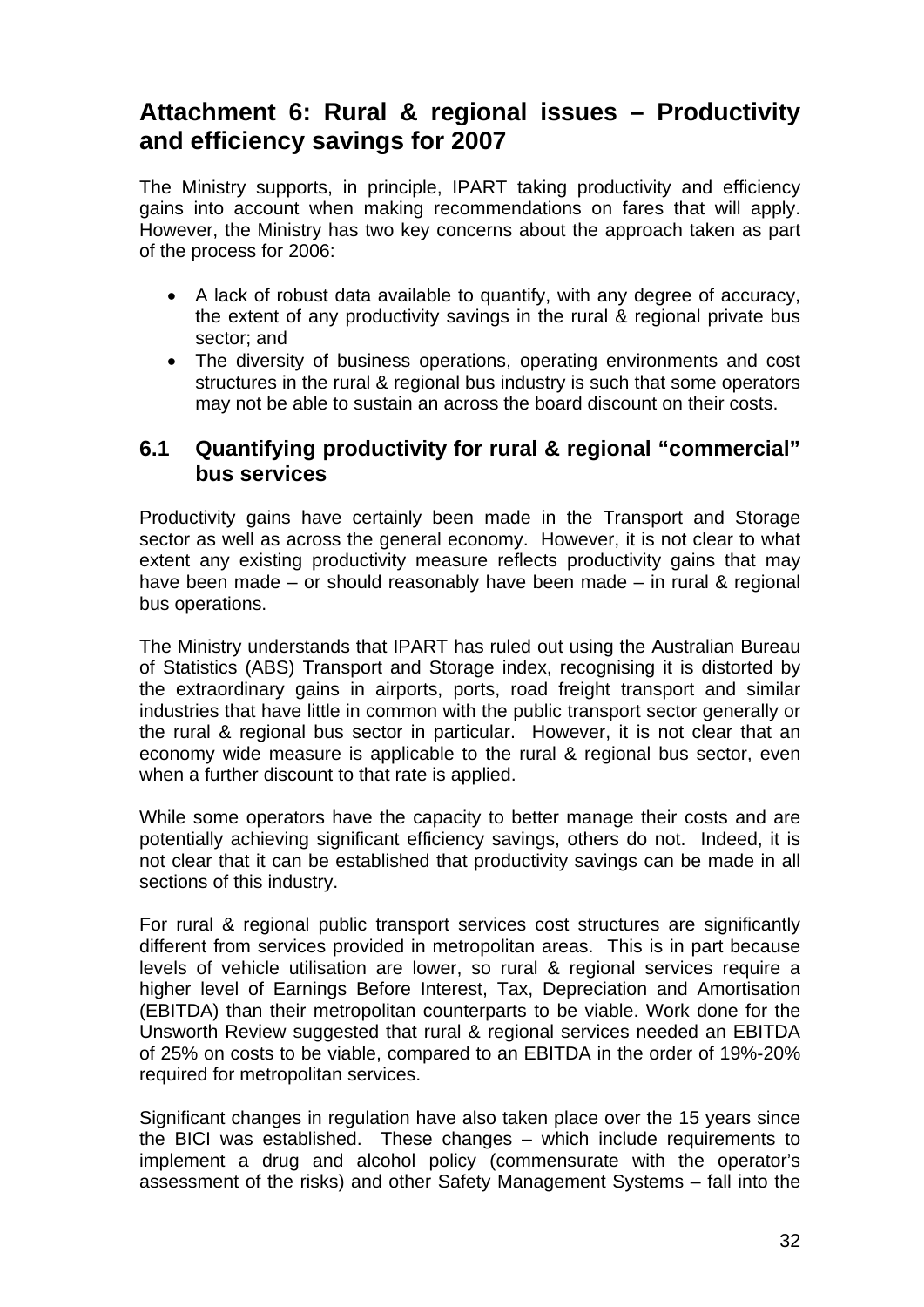# Attachment 6: Rural & regional issues – Productivity and efficiency savings for 2007

The Ministry supports, in principle, IPART taking productivity and efficiency gains into account when making recommendations on fares that will apply. However, the Ministry has two key concerns about the approach taken as part of the process for 2006:

- A lack of robust data available to quantify, with any degree of accuracy, the extent of any productivity savings in the rural & regional private bus sector; and
- The diversity of business operations, operating environments and cost structures in the rural & regional bus industry is such that some operators may not be able to sustain an across the board discount on their costs.

## 6.1 Quantifying productivity for rural & regional "commercial" bus services

Productivity gains have certainly been made in the Transport and Storage sector as well as across the general economy. However, it is not clear to what extent any existing productivity measure reflects productivity gains that may have been made – or should reasonably have been made – in rural & regional bus operations.

The Ministry understands that IPART has ruled out using the Australian Bureau of Statistics (ABS) Transport and Storage index, recognising it is distorted by the extraordinary gains in airports, ports, road freight transport and similar industries that have little in common with the public transport sector generally or the rural & regional bus sector in particular. However, it is not clear that an economy wide measure is applicable to the rural & regional bus sector, even when a further discount to that rate is applied.

While some operators have the capacity to better manage their costs and are potentially achieving significant efficiency savings, others do not. Indeed, it is not clear that it can be established that productivity savings can be made in all sections of this industry.

For rural & regional public transport services cost structures are significantly different from services provided in metropolitan areas. This is in part because levels of vehicle utilisation are lower, so rural & regional services require a higher level of Earnings Before Interest, Tax, Depreciation and Amortisation (EBITDA) than their metropolitan counterparts to be viable. Work done for the Unsworth Review suggested that rural & regional services needed an EBITDA of 25% on costs to be viable, compared to an EBITDA in the order of 19%-20% required for metropolitan services.

Significant changes in regulation have also taken place over the 15 years since the BICI was established. These changes – which include requirements to implement a drug and alcohol policy (commensurate with the operator's assessment of the risks) and other Safety Management Systems – fall into the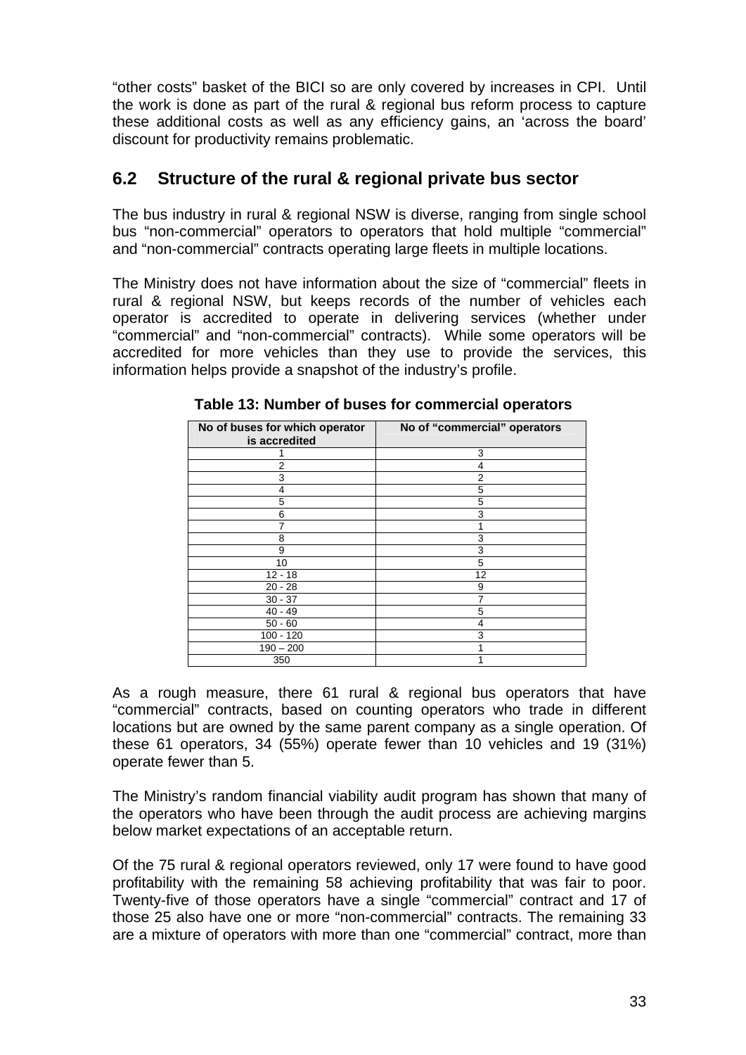“other costs” basket of the BICI so are only covered by increases in CPI. Until the work is done as part of the rural & regional bus reform process to capture these additional costs as well as any efficiency gains, an ‘across the board’ discount for productivity remains problematic.

## 6.2 Structure of the rural & regional private bus sector

The bus industry in rural & regional NSW is diverse, ranging from single school bus “non-commercial” operators to operators that hold multiple “commercial” and “non-commercial” contracts operating large fleets in multiple locations.

The Ministry does not have information about the size of “commercial” fleets in rural & regional NSW, but keeps records of the number of vehicles each operator is accredited to operate in delivering services (whether under “commercial” and “non-commercial” contracts). While some operators will be accredited for more vehicles than they use to provide the services, this information helps provide a snapshot of the industry’s profile.

**Table 13: Number of buses for commercial operators**

| No of buses for which operator is accredited | No of “commercial” operators |
|---|---|
| 1 | 3 |
| 2 | 4 |
| 3 | 2 |
| 4 | 5 |
| 5 | 5 |
| 6 | 3 |
| 7 | 1 |
| 8 | 3 |
| 9 | 3 |
| 10 | 5 |
| 12 - 18 | 12 |
| 20 - 28 | 9 |
| 30 - 37 | 7 |
| 40 - 49 | 5 |
| 50 - 60 | 4 |
| 100 - 120 | 3 |
| 190 – 200 | 1 |
| 350 | 1 |

As a rough measure, there 61 rural & regional bus operators that have “commercial” contracts, based on counting operators who trade in different locations but are owned by the same parent company as a single operation. Of these 61 operators, 34 (55%) operate fewer than 10 vehicles and 19 (31%) operate fewer than 5.

The Ministry’s random financial viability audit program has shown that many of the operators who have been through the audit process are achieving margins below market expectations of an acceptable return.

Of the 75 rural & regional operators reviewed, only 17 were found to have good profitability with the remaining 58 achieving profitability that was fair to poor. Twenty-five of those operators have a single “commercial” contract and 17 of those 25 also have one or more “non-commercial” contracts. The remaining 33 are a mixture of operators with more than one “commercial” contract, more than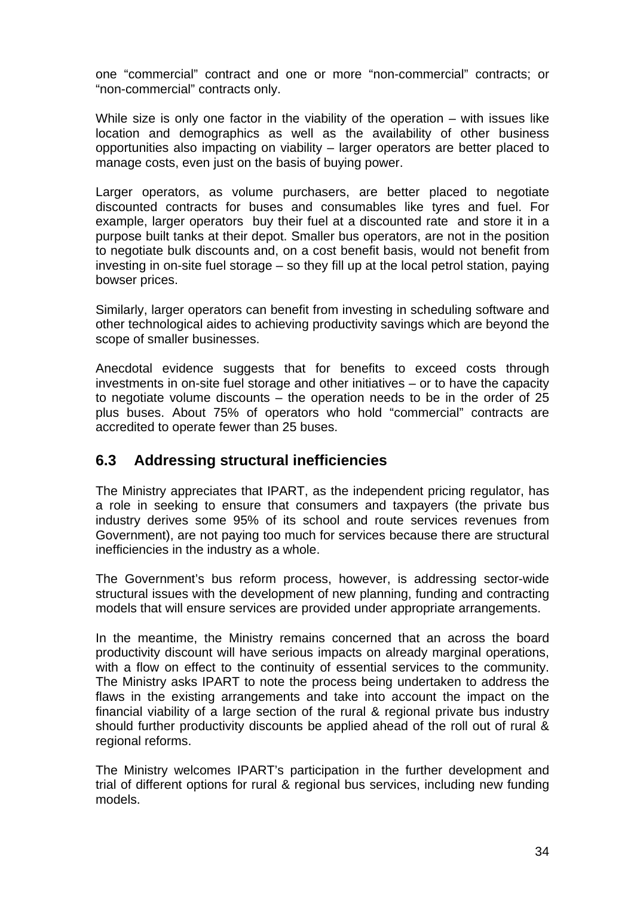one "commercial" contract and one or more "non-commercial" contracts; or "non-commercial" contracts only.

While size is only one factor in the viability of the operation – with issues like location and demographics as well as the availability of other business opportunities also impacting on viability – larger operators are better placed to manage costs, even just on the basis of buying power.

Larger operators, as volume purchasers, are better placed to negotiate discounted contracts for buses and consumables like tyres and fuel. For example, larger operators buy their fuel at a discounted rate and store it in a purpose built tanks at their depot. Smaller bus operators, are not in the position to negotiate bulk discounts and, on a cost benefit basis, would not benefit from investing in on-site fuel storage – so they fill up at the local petrol station, paying bowser prices.

Similarly, larger operators can benefit from investing in scheduling software and other technological aides to achieving productivity savings which are beyond the scope of smaller businesses.

Anecdotal evidence suggests that for benefits to exceed costs through investments in on-site fuel storage and other initiatives – or to have the capacity to negotiate volume discounts – the operation needs to be in the order of 25 plus buses. About 75% of operators who hold "commercial" contracts are accredited to operate fewer than 25 buses.

## 6.3 Addressing structural inefficiencies

The Ministry appreciates that IPART, as the independent pricing regulator, has a role in seeking to ensure that consumers and taxpayers (the private bus industry derives some 95% of its school and route services revenues from Government), are not paying too much for services because there are structural inefficiencies in the industry as a whole.

The Government's bus reform process, however, is addressing sector-wide structural issues with the development of new planning, funding and contracting models that will ensure services are provided under appropriate arrangements.

In the meantime, the Ministry remains concerned that an across the board productivity discount will have serious impacts on already marginal operations, with a flow on effect to the continuity of essential services to the community. The Ministry asks IPART to note the process being undertaken to address the flaws in the existing arrangements and take into account the impact on the financial viability of a large section of the rural & regional private bus industry should further productivity discounts be applied ahead of the roll out of rural & regional reforms.

The Ministry welcomes IPART's participation in the further development and trial of different options for rural & regional bus services, including new funding models.